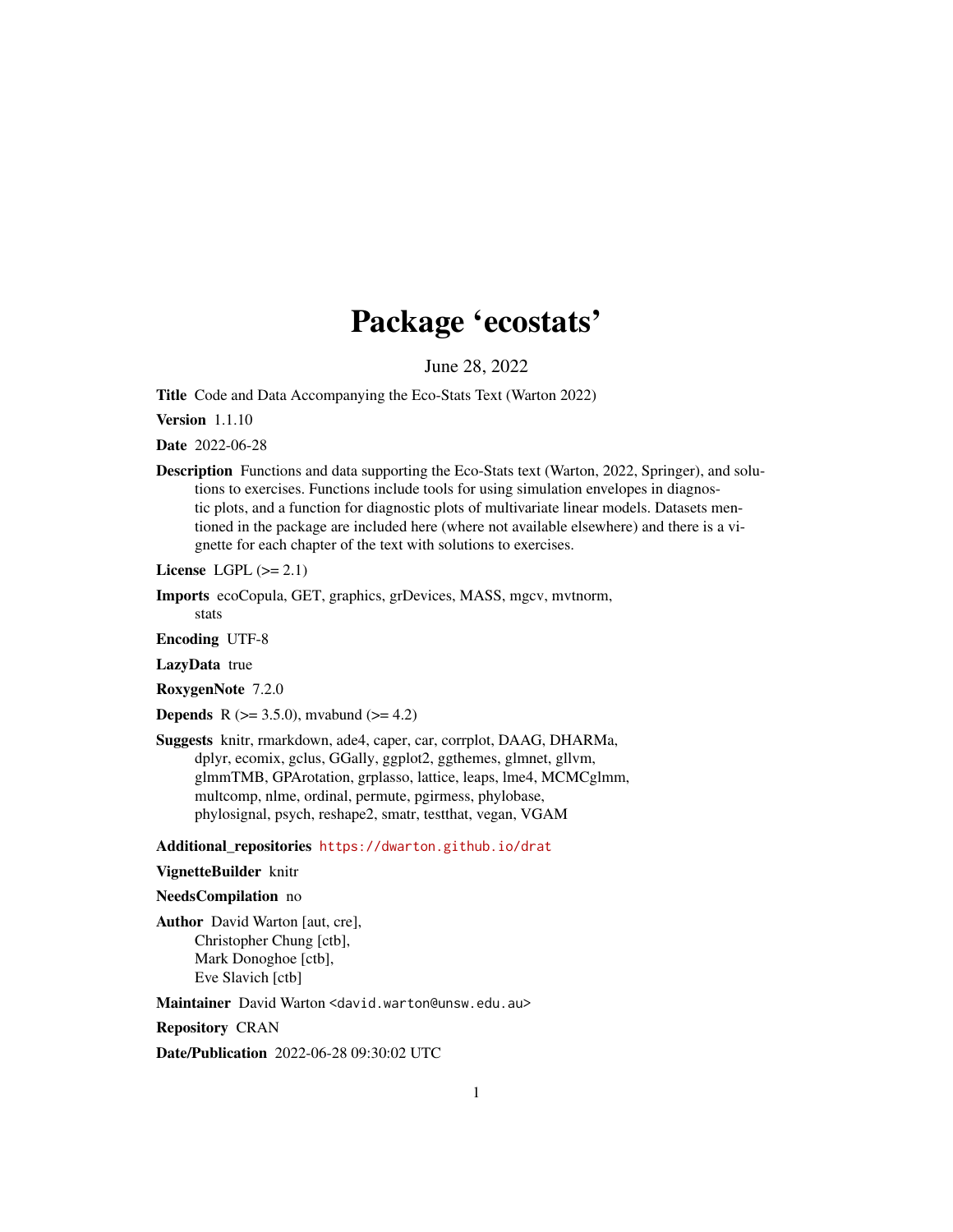# Package 'ecostats'

June 28, 2022

**Title** Code and Data Accompanying the Eco-Stats Text (Warton 2022)

**Version** 1.1.10

**Date** 2022-06-28

**Description** Functions and data supporting the Eco-Stats text (Warton, 2022, Springer), and solutions to exercises. Functions include tools for using simulation envelopes in diagnostic plots, and a function for diagnostic plots of multivariate linear models. Datasets mentioned in the package are included here (where not available elsewhere) and there is a vignette for each chapter of the text with solutions to exercises.

**License** LGPL (>= 2.1)

**Imports** ecoCopula, GET, graphics, grDevices, MASS, mgcv, mvtnorm, stats

**Encoding** UTF-8

**LazyData** true

**RoxygenNote** 7.2.0

**Depends** R (>= 3.5.0), mvabund (>= 4.2)

**Suggests** knitr, rmarkdown, ade4, caper, car, corrplot, DAAG, DHARMa, dplyr, ecomix, gclus, GGally, ggplot2, ggthemes, glmnet, gllvm, glmmTMB, GPArotation, grplasso, lattice, leaps, lme4, MCMCglmm, multcomp, nlme, ordinal, permute, pgirmess, phylobase, phylosignal, psych, reshape2, smatr, testthat, vegan, VGAM

**Additional_repositories** https://dwarton.github.io/drat

**VignetteBuilder** knitr

**NeedsCompilation** no

**Author** David Warton [aut, cre],
Christopher Chung [ctb],
Mark Donoghoe [ctb],
Eve Slavich [ctb]

**Maintainer** David Warton <david.warton@unsw.edu.au>

**Repository** CRAN

**Date/Publication** 2022-06-28 09:30:02 UTC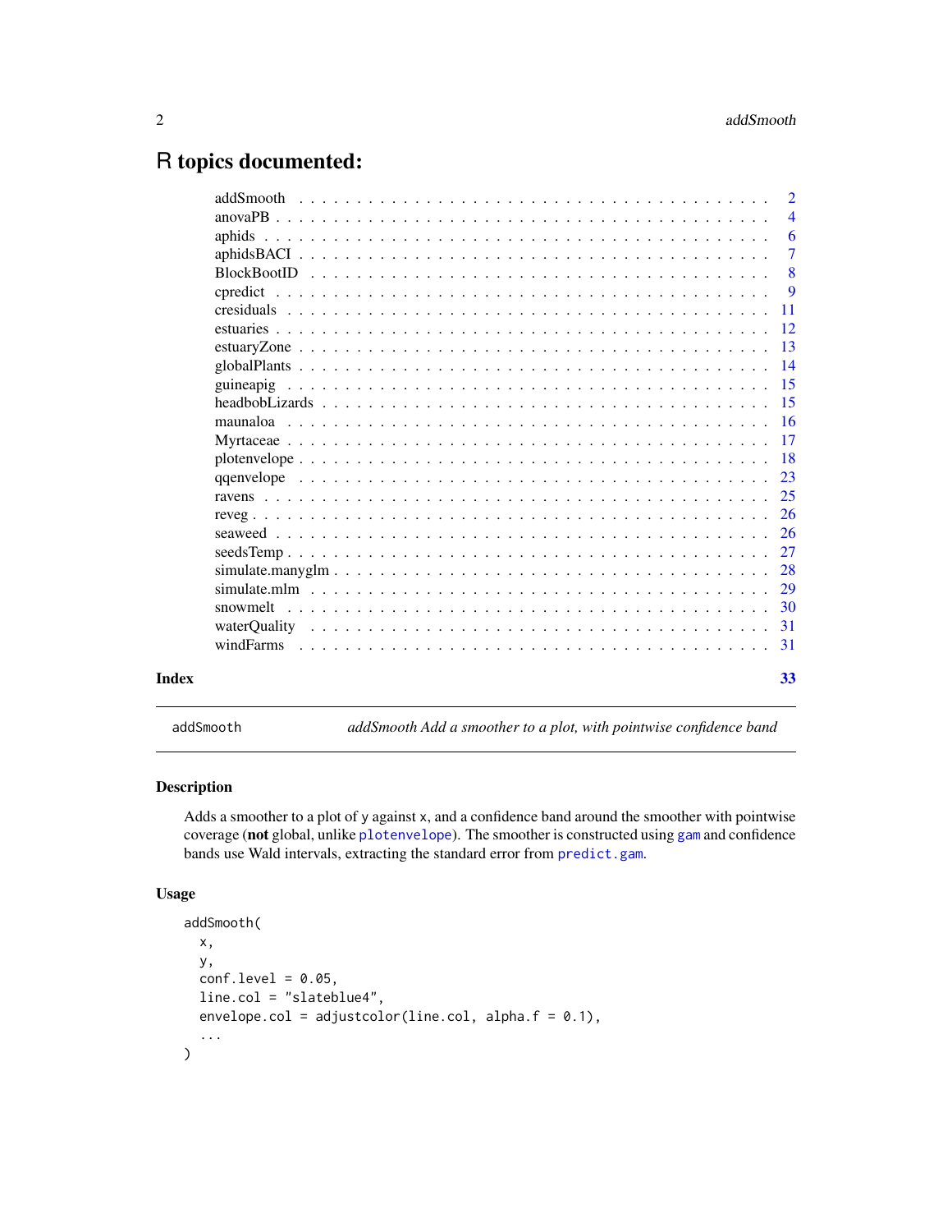# R topics documented:

| | |
|---|---|
| addSmooth | 2 |
| anovaPB | 4 |
| aphids | 6 |
| aphidsBACI | 7 |
| BlockBootID | 8 |
| cpredict | 9 |
| cresiduals | 11 |
| estuaries | 12 |
| estuaryZone | 13 |
| globalPlants | 14 |
| guineapig | 15 |
| headbobLizards | 15 |
| maunaloa | 16 |
| Myrtaceae | 17 |
| plotenvelope | 18 |
| qqenvelope | 23 |
| ravens | 25 |
| reveg | 26 |
| seaweed | 26 |
| seedsTemp | 27 |
| simulate.manyglm | 28 |
| simulate.mlm | 29 |
| snowmelt | 30 |
| waterQuality | 31 |
| windFarms | 31 |

**Index** **33**

---

addSmooth — *addSmooth Add a smoother to a plot, with pointwise confidence band*

---

## Description

Adds a smoother to a plot of y against x, and a confidence band around the smoother with pointwise coverage (**not** global, unlike plotenvelope). The smoother is constructed using gam and confidence bands use Wald intervals, extracting the standard error from predict.gam.

## Usage

```
addSmooth(
  x,
  y,
  conf.level = 0.05,
  line.col = "slateblue4",
  envelope.col = adjustcolor(line.col, alpha.f = 0.1),
  ...
)
```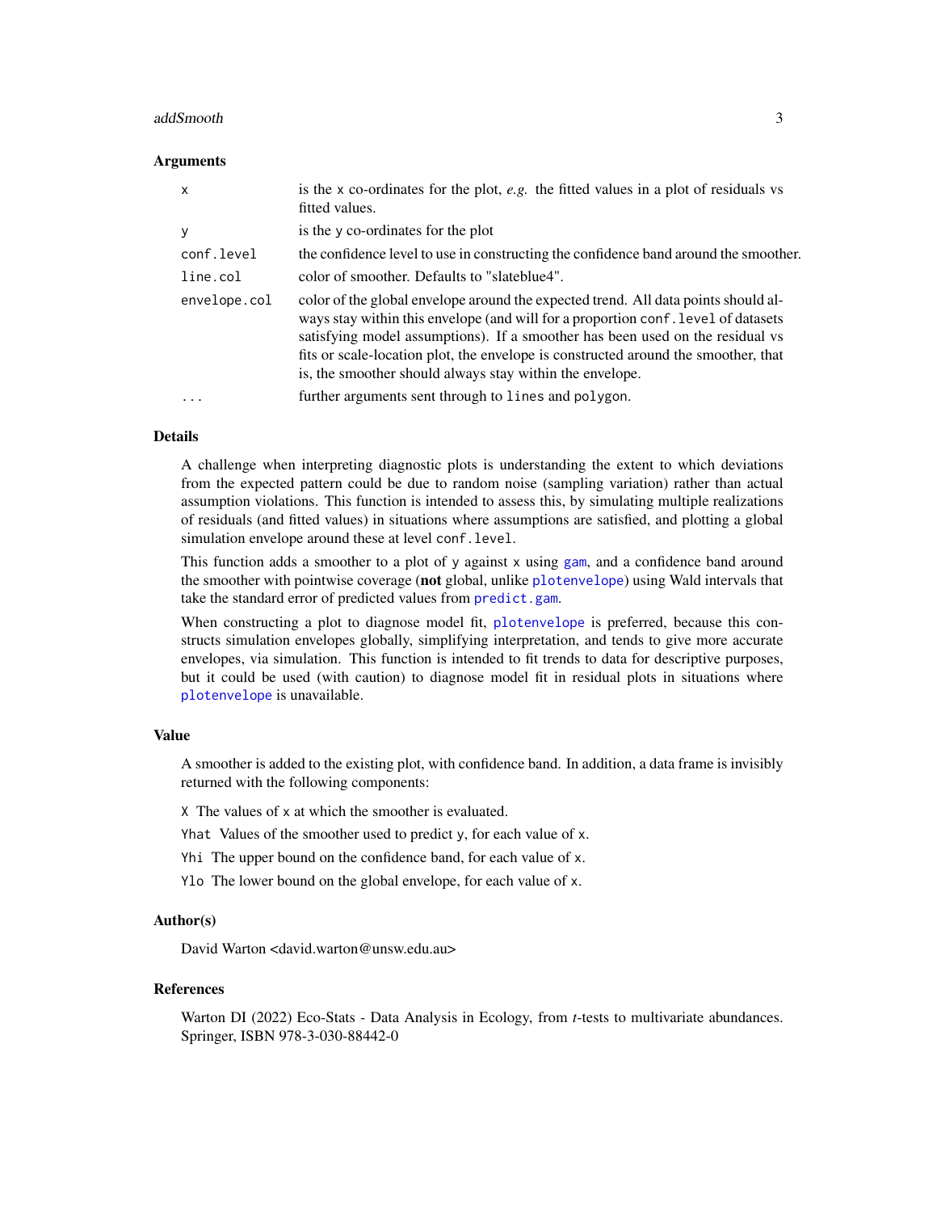### Arguments

| | |
|---|---|
| `x` | is the `x` co-ordinates for the plot, *e.g.* the fitted values in a plot of residuals vs fitted values. |
| `y` | is the `y` co-ordinates for the plot |
| `conf.level` | the confidence level to use in constructing the confidence band around the smoother. |
| `line.col` | color of smoother. Defaults to "slateblue4". |
| `envelope.col` | color of the global envelope around the expected trend. All data points should always stay within this envelope (and will for a proportion `conf.level` of datasets satisfying model assumptions). If a smoother has been used on the residual vs fits or scale-location plot, the envelope is constructed around the smoother, that is, the smoother should always stay within the envelope. |
| `...` | further arguments sent through to `lines` and `polygon`. |

### Details

A challenge when interpreting diagnostic plots is understanding the extent to which deviations from the expected pattern could be due to random noise (sampling variation) rather than actual assumption violations. This function is intended to assess this, by simulating multiple realizations of residuals (and fitted values) in situations where assumptions are satisfied, and plotting a global simulation envelope around these at level `conf.level`.

This function adds a smoother to a plot of `y` against `x` using `gam`, and a confidence band around the smoother with pointwise coverage (**not** global, unlike `plotenvelope`) using Wald intervals that take the standard error of predicted values from `predict.gam`.

When constructing a plot to diagnose model fit, `plotenvelope` is preferred, because this constructs simulation envelopes globally, simplifying interpretation, and tends to give more accurate envelopes, via simulation. This function is intended to fit trends to data for descriptive purposes, but it could be used (with caution) to diagnose model fit in residual plots in situations where `plotenvelope` is unavailable.

### Value

A smoother is added to the existing plot, with confidence band. In addition, a data frame is invisibly returned with the following components:

`X` The values of `x` at which the smoother is evaluated.

`Yhat` Values of the smoother used to predict `y`, for each value of `x`.

`Yhi` The upper bound on the confidence band, for each value of `x`.

`Ylo` The lower bound on the global envelope, for each value of `x`.

### Author(s)

David Warton <david.warton@unsw.edu.au>

### References

Warton DI (2022) Eco-Stats - Data Analysis in Ecology, from *t*-tests to multivariate abundances. Springer, ISBN 978-3-030-88442-0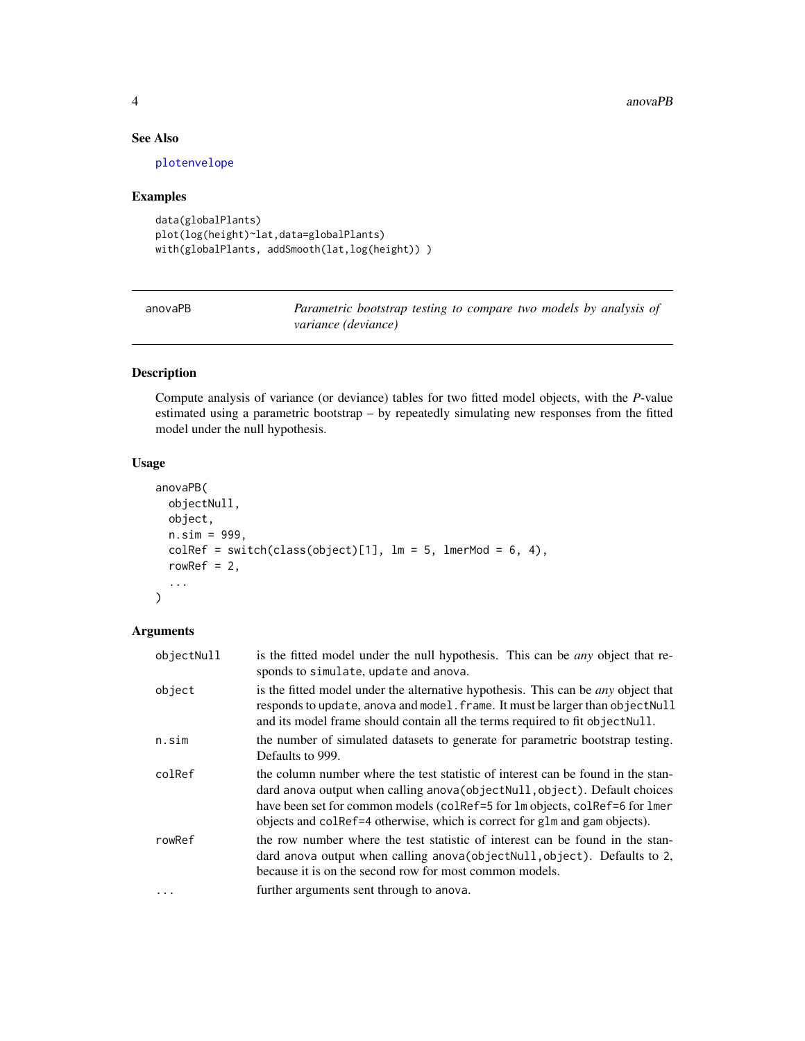## See Also

plotenvelope

## Examples

```
data(globalPlants)
plot(log(height)~lat,data=globalPlants)
with(globalPlants, addSmooth(lat,log(height)) )
```

---

# anovaPB — *Parametric bootstrap testing to compare two models by analysis of variance (deviance)*

---

## Description

Compute analysis of variance (or deviance) tables for two fitted model objects, with the *P*-value estimated using a parametric bootstrap – by repeatedly simulating new responses from the fitted model under the null hypothesis.

## Usage

```
anovaPB(
  objectNull,
  object,
  n.sim = 999,
  colRef = switch(class(object)[1], lm = 5, lmerMod = 6, 4),
  rowRef = 2,
  ...
)
```

## Arguments

| Argument | Description |
|---|---|
| objectNull | is the fitted model under the null hypothesis. This can be *any* object that responds to `simulate`, `update` and `anova`. |
| object | is the fitted model under the alternative hypothesis. This can be *any* object that responds to `update`, `anova` and `model.frame`. It must be larger than `objectNull` and its model frame should contain all the terms required to fit `objectNull`. |
| n.sim | the number of simulated datasets to generate for parametric bootstrap testing. Defaults to 999. |
| colRef | the column number where the test statistic of interest can be found in the standard anova output when calling `anova(objectNull,object)`. Default choices have been set for common models (`colRef=5` for `lm` objects, `colRef=6` for `lmer` objects and `colRef=4` otherwise, which is correct for `glm` and `gam` objects). |
| rowRef | the row number where the test statistic of interest can be found in the standard anova output when calling `anova(objectNull,object)`. Defaults to 2, because it is on the second row for most common models. |
| ... | further arguments sent through to `anova`. |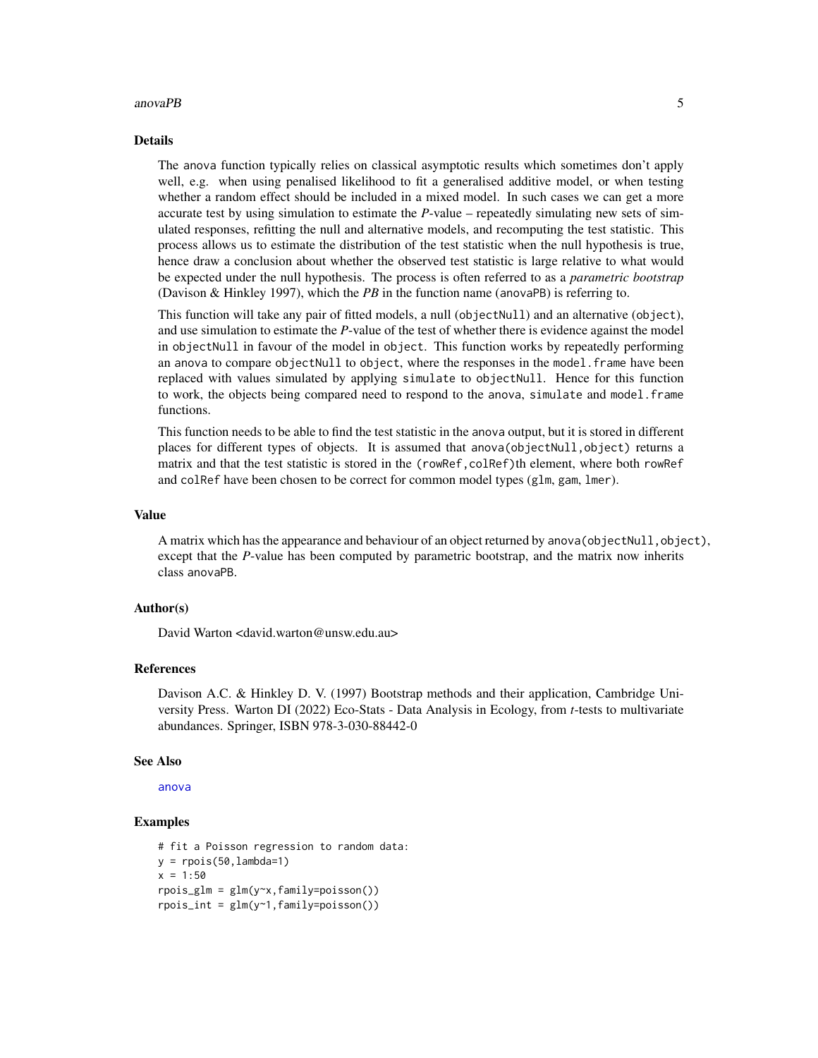## Details

The anova function typically relies on classical asymptotic results which sometimes don't apply well, e.g. when using penalised likelihood to fit a generalised additive model, or when testing whether a random effect should be included in a mixed model. In such cases we can get a more accurate test by using simulation to estimate the *P*-value – repeatedly simulating new sets of simulated responses, refitting the null and alternative models, and recomputing the test statistic. This process allows us to estimate the distribution of the test statistic when the null hypothesis is true, hence draw a conclusion about whether the observed test statistic is large relative to what would be expected under the null hypothesis. The process is often referred to as a *parametric bootstrap* (Davison & Hinkley 1997), which the *PB* in the function name (anovaPB) is referring to.

This function will take any pair of fitted models, a null (objectNull) and an alternative (object), and use simulation to estimate the *P*-value of the test of whether there is evidence against the model in objectNull in favour of the model in object. This function works by repeatedly performing an anova to compare objectNull to object, where the responses in the model.frame have been replaced with values simulated by applying simulate to objectNull. Hence for this function to work, the objects being compared need to respond to the anova, simulate and model.frame functions.

This function needs to be able to find the test statistic in the anova output, but it is stored in different places for different types of objects. It is assumed that anova(objectNull,object) returns a matrix and that the test statistic is stored in the (rowRef,colRef)th element, where both rowRef and colRef have been chosen to be correct for common model types (glm, gam, lmer).

## Value

A matrix which has the appearance and behaviour of an object returned by anova(objectNull,object), except that the *P*-value has been computed by parametric bootstrap, and the matrix now inherits class anovaPB.

## Author(s)

David Warton <david.warton@unsw.edu.au>

## References

Davison A.C. & Hinkley D. V. (1997) Bootstrap methods and their application, Cambridge University Press. Warton DI (2022) Eco-Stats - Data Analysis in Ecology, from *t*-tests to multivariate abundances. Springer, ISBN 978-3-030-88442-0

## See Also

anova

## Examples

```
# fit a Poisson regression to random data:
y = rpois(50,lambda=1)
x = 1:50
rpois_glm = glm(y~x,family=poisson())
rpois_int = glm(y~1,family=poisson())
```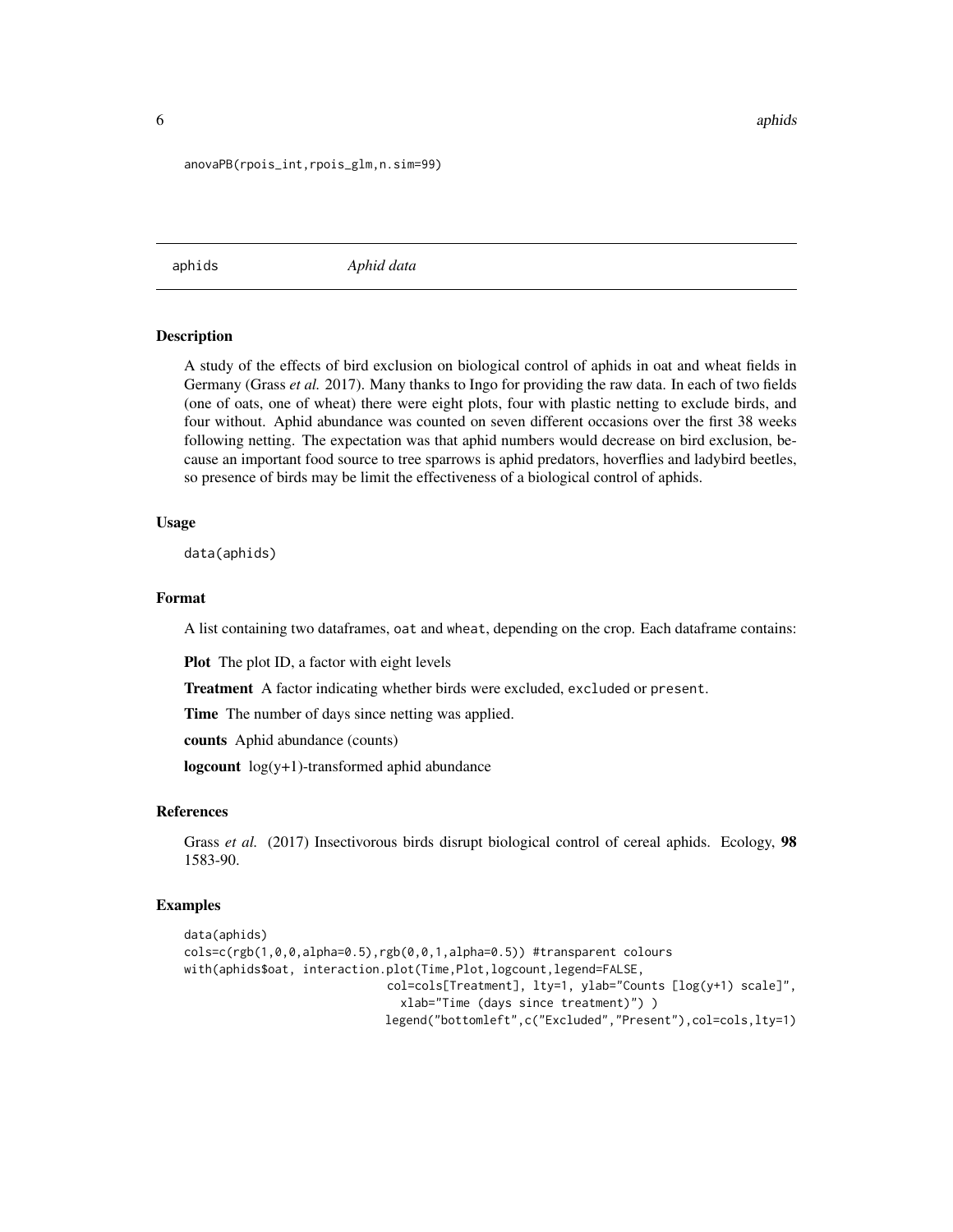```
anovaPB(rpois_int,rpois_glm,n.sim=99)
```

---

aphids *Aphid data*

---

## Description

A study of the effects of bird exclusion on biological control of aphids in oat and wheat fields in Germany (Grass *et al.* 2017). Many thanks to Ingo for providing the raw data. In each of two fields (one of oats, one of wheat) there were eight plots, four with plastic netting to exclude birds, and four without. Aphid abundance was counted on seven different occasions over the first 38 weeks following netting. The expectation was that aphid numbers would decrease on bird exclusion, because an important food source to tree sparrows is aphid predators, hoverflies and ladybird beetles, so presence of birds may be limit the effectiveness of a biological control of aphids.

## Usage

```
data(aphids)
```

## Format

A list containing two dataframes, oat and wheat, depending on the crop. Each dataframe contains:

**Plot** The plot ID, a factor with eight levels

**Treatment** A factor indicating whether birds were excluded, excluded or present.

**Time** The number of days since netting was applied.

**counts** Aphid abundance (counts)

**logcount** log(y+1)-transformed aphid abundance

## References

Grass *et al.* (2017) Insectivorous birds disrupt biological control of cereal aphids. Ecology, **98** 1583-90.

## Examples

```
data(aphids)
cols=c(rgb(1,0,0,alpha=0.5),rgb(0,0,1,alpha=0.5)) #transparent colours
with(aphids$oat, interaction.plot(Time,Plot,logcount,legend=FALSE,
                              col=cols[Treatment], lty=1, ylab="Counts [log(y+1) scale]",
                                xlab="Time (days since treatment)") )
                             legend("bottomleft",c("Excluded","Present"),col=cols,lty=1)
```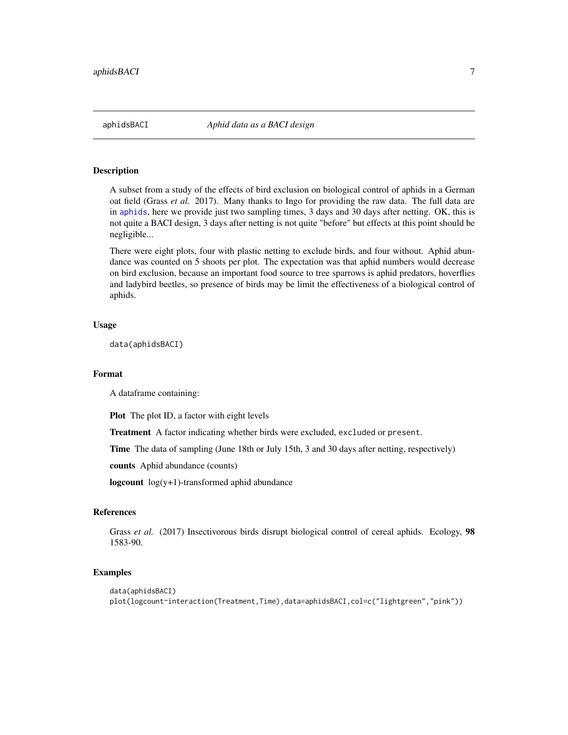aphidsBACI *Aphid data as a BACI design*

## Description

A subset from a study of the effects of bird exclusion on biological control of aphids in a German oat field (Grass *et al.* 2017). Many thanks to Ingo for providing the raw data. The full data are in `aphids`, here we provide just two sampling times, 3 days and 30 days after netting. OK, this is not quite a BACI design, 3 days after netting is not quite "before" but effects at this point should be negligible...

There were eight plots, four with plastic netting to exclude birds, and four without. Aphid abundance was counted on 5 shoots per plot. The expectation was that aphid numbers would decrease on bird exclusion, because an important food source to tree sparrows is aphid predators, hoverflies and ladybird beetles, so presence of birds may be limit the effectiveness of a biological control of aphids.

## Usage

```
data(aphidsBACI)
```

## Format

A dataframe containing:

**Plot** The plot ID, a factor with eight levels

**Treatment** A factor indicating whether birds were excluded, `excluded` or `present`.

**Time** The data of sampling (June 18th or July 15th, 3 and 30 days after netting, respectively)

**counts** Aphid abundance (counts)

**logcount** log(y+1)-transformed aphid abundance

## References

Grass *et al.* (2017) Insectivorous birds disrupt biological control of cereal aphids. Ecology, **98** 1583-90.

## Examples

```
data(aphidsBACI)
plot(logcount~interaction(Treatment,Time),data=aphidsBACI,col=c("lightgreen","pink"))
```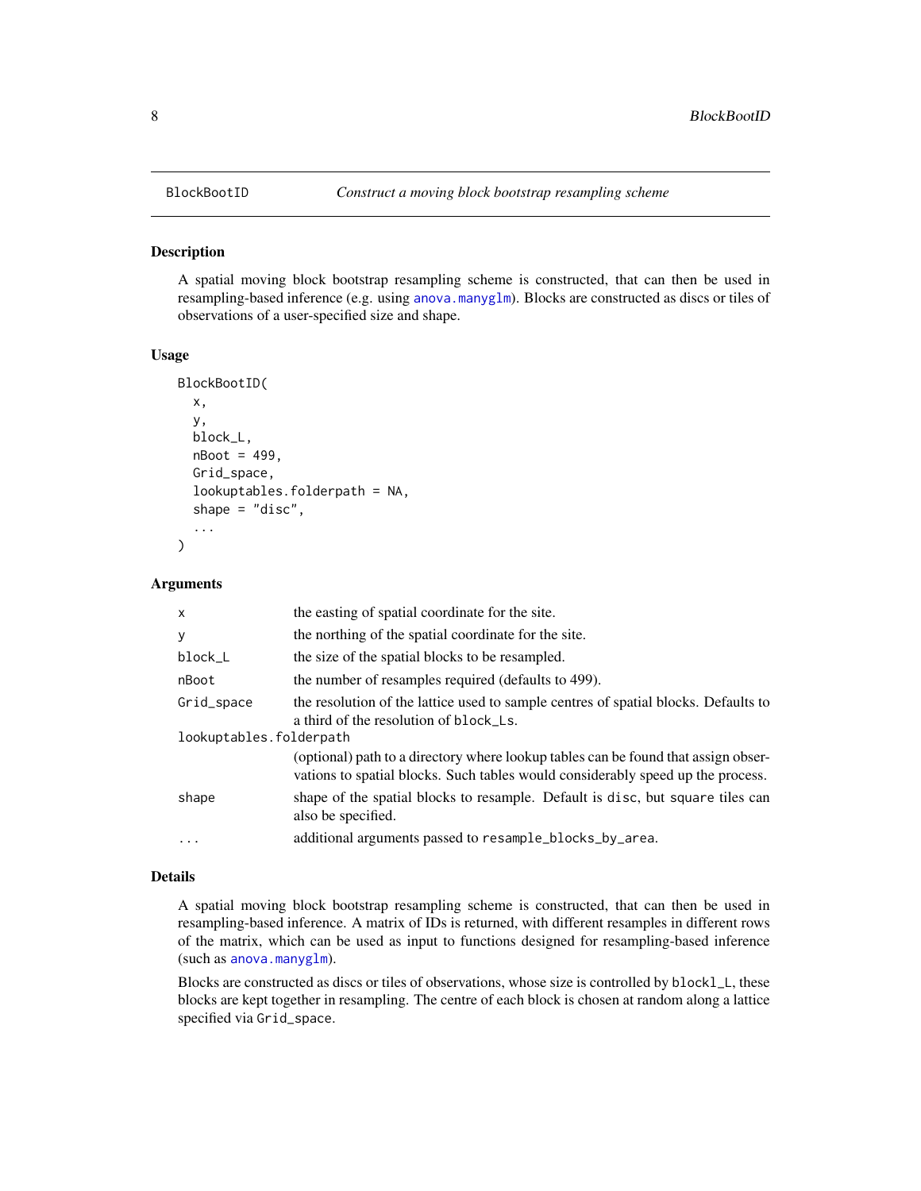# BlockBootID — *Construct a moving block bootstrap resampling scheme*

## Description

A spatial moving block bootstrap resampling scheme is constructed, that can then be used in resampling-based inference (e.g. using anova.manyglm). Blocks are constructed as discs or tiles of observations of a user-specified size and shape.

## Usage

```
BlockBootID(
  x,
  y,
  block_L,
  nBoot = 499,
  Grid_space,
  lookuptables.folderpath = NA,
  shape = "disc",
  ...
)
```

## Arguments

| Argument | Description |
|---|---|
| `x` | the easting of spatial coordinate for the site. |
| `y` | the northing of the spatial coordinate for the site. |
| `block_L` | the size of the spatial blocks to be resampled. |
| `nBoot` | the number of resamples required (defaults to 499). |
| `Grid_space` | the resolution of the lattice used to sample centres of spatial blocks. Defaults to a third of the resolution of `block_Ls`. |
| `lookuptables.folderpath` | (optional) path to a directory where lookup tables can be found that assign observations to spatial blocks. Such tables would considerably speed up the process. |
| `shape` | shape of the spatial blocks to resample. Default is `disc`, but `square` tiles can also be specified. |
| `...` | additional arguments passed to `resample_blocks_by_area`. |

## Details

A spatial moving block bootstrap resampling scheme is constructed, that can then be used in resampling-based inference. A matrix of IDs is returned, with different resamples in different rows of the matrix, which can be used as input to functions designed for resampling-based inference (such as anova.manyglm).

Blocks are constructed as discs or tiles of observations, whose size is controlled by `blockl_L`, these blocks are kept together in resampling. The centre of each block is chosen at random along a lattice specified via `Grid_space`.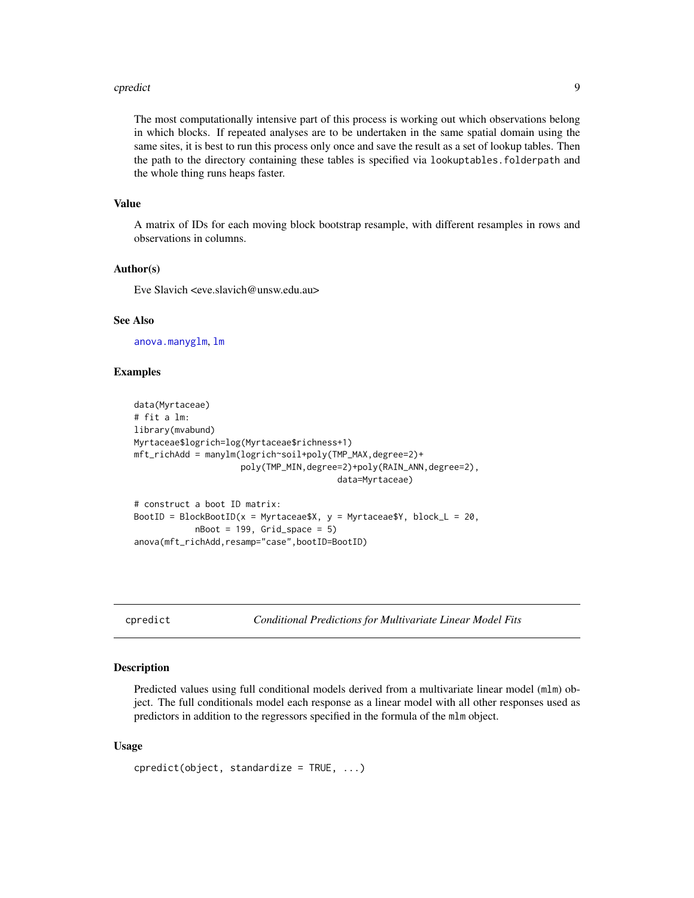The most computationally intensive part of this process is working out which observations belong in which blocks. If repeated analyses are to be undertaken in the same spatial domain using the same sites, it is best to run this process only once and save the result as a set of lookup tables. Then the path to the directory containing these tables is specified via `lookuptables.folderpath` and the whole thing runs heaps faster.

### Value

A matrix of IDs for each moving block bootstrap resample, with different resamples in rows and observations in columns.

### Author(s)

Eve Slavich <eve.slavich@unsw.edu.au>

### See Also

anova.manyglm, lm

### Examples

```
data(Myrtaceae)
# fit a lm:
library(mvabund)
Myrtaceae$logrich=log(Myrtaceae$richness+1)
mft_richAdd = manylm(logrich~soil+poly(TMP_MAX,degree=2)+
                     poly(TMP_MIN,degree=2)+poly(RAIN_ANN,degree=2),
                                    data=Myrtaceae)

# construct a boot ID matrix:
BootID = BlockBootID(x = Myrtaceae$X, y = Myrtaceae$Y, block_L = 20,
             nBoot = 199, Grid_space = 5)
anova(mft_richAdd,resamp="case",bootID=BootID)
```

---

## cpredict — *Conditional Predictions for Multivariate Linear Model Fits*

### Description

Predicted values using full conditional models derived from a multivariate linear model (`mlm`) object. The full conditionals model each response as a linear model with all other responses used as predictors in addition to the regressors specified in the formula of the `mlm` object.

### Usage

```
cpredict(object, standardize = TRUE, ...)
```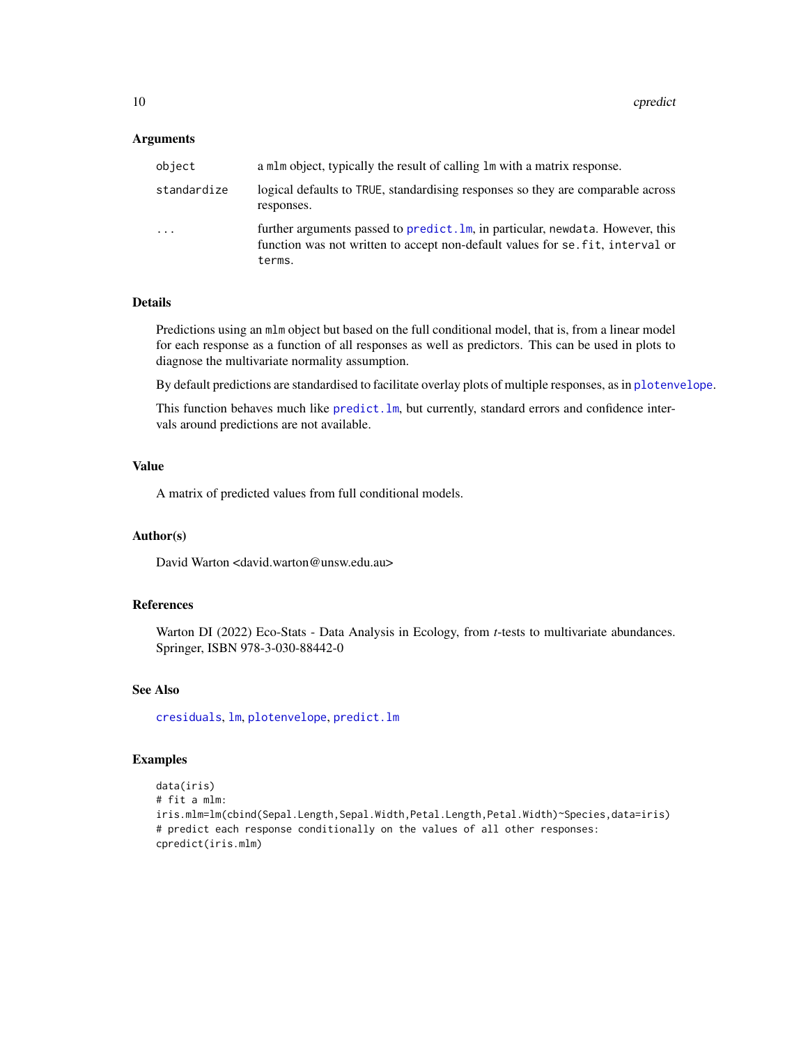### Arguments

| | |
|---|---|
| `object` | a `mlm` object, typically the result of calling `lm` with a matrix response. |
| `standardize` | logical defaults to `TRUE`, standardising responses so they are comparable across responses. |
| `...` | further arguments passed to `predict.lm`, in particular, `newdata`. However, this function was not written to accept non-default values for `se.fit`, `interval` or `terms`. |

### Details

Predictions using an `mlm` object but based on the full conditional model, that is, from a linear model for each response as a function of all responses as well as predictors. This can be used in plots to diagnose the multivariate normality assumption.

By default predictions are standardised to facilitate overlay plots of multiple responses, as in `plotenvelope`.

This function behaves much like `predict.lm`, but currently, standard errors and confidence intervals around predictions are not available.

### Value

A matrix of predicted values from full conditional models.

### Author(s)

David Warton <david.warton@unsw.edu.au>

### References

Warton DI (2022) Eco-Stats - Data Analysis in Ecology, from *t*-tests to multivariate abundances. Springer, ISBN 978-3-030-88442-0

### See Also

`cresiduals`, `lm`, `plotenvelope`, `predict.lm`

### Examples

```
data(iris)
# fit a mlm:
iris.mlm=lm(cbind(Sepal.Length,Sepal.Width,Petal.Length,Petal.Width)~Species,data=iris)
# predict each response conditionally on the values of all other responses:
cpredict(iris.mlm)
```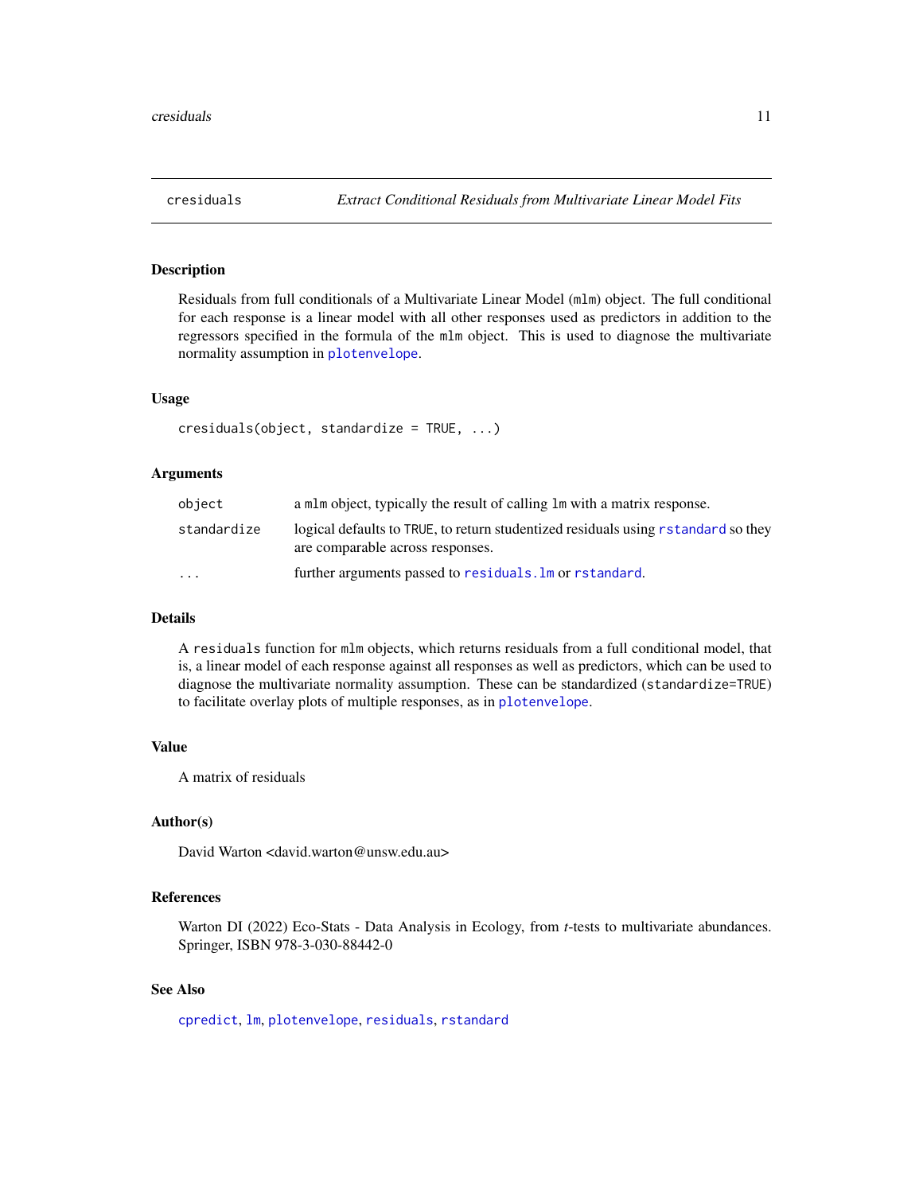## cresiduals — *Extract Conditional Residuals from Multivariate Linear Model Fits*

### Description

Residuals from full conditionals of a Multivariate Linear Model (`mlm`) object. The full conditional for each response is a linear model with all other responses used as predictors in addition to the regressors specified in the formula of the `mlm` object. This is used to diagnose the multivariate normality assumption in `plotenvelope`.

### Usage

```
cresiduals(object, standardize = TRUE, ...)
```

### Arguments

| | |
|---|---|
| `object` | a `mlm` object, typically the result of calling `lm` with a matrix response. |
| `standardize` | logical defaults to `TRUE`, to return studentized residuals using `rstandard` so they are comparable across responses. |
| `...` | further arguments passed to `residuals.lm` or `rstandard`. |

### Details

A `residuals` function for `mlm` objects, which returns residuals from a full conditional model, that is, a linear model of each response against all responses as well as predictors, which can be used to diagnose the multivariate normality assumption. These can be standardized (`standardize=TRUE`) to facilitate overlay plots of multiple responses, as in `plotenvelope`.

### Value

A matrix of residuals

### Author(s)

David Warton <david.warton@unsw.edu.au>

### References

Warton DI (2022) Eco-Stats - Data Analysis in Ecology, from *t*-tests to multivariate abundances. Springer, ISBN 978-3-030-88442-0

### See Also

`cpredict`, `lm`, `plotenvelope`, `residuals`, `rstandard`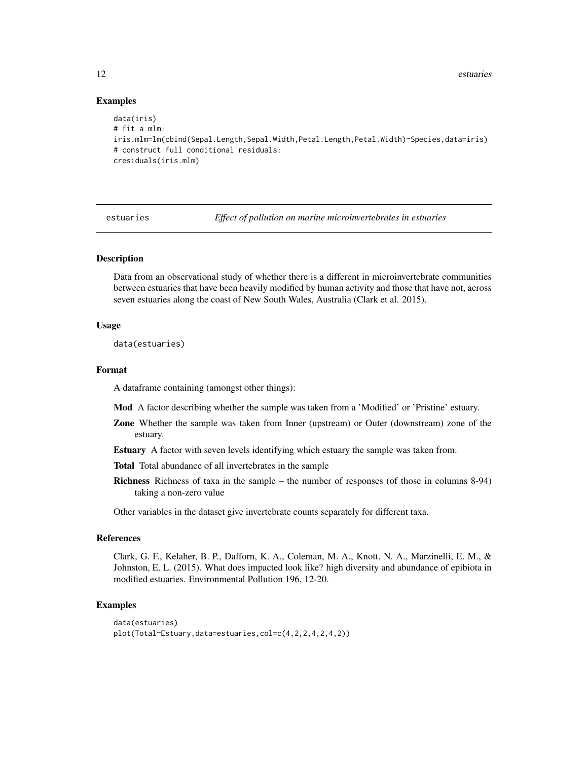### Examples

```
data(iris)
# fit a mlm:
iris.mlm=lm(cbind(Sepal.Length,Sepal.Width,Petal.Length,Petal.Width)~Species,data=iris)
# construct full conditional residuals:
cresiduals(iris.mlm)
```

---

## estuaries *Effect of pollution on marine microinvertebrates in estuaries*

---

### Description

Data from an observational study of whether there is a different in microinvertebrate communities between estuaries that have been heavily modified by human activity and those that have not, across seven estuaries along the coast of New South Wales, Australia (Clark et al. 2015).

### Usage

```
data(estuaries)
```

### Format

A dataframe containing (amongst other things):

**Mod** A factor describing whether the sample was taken from a 'Modified' or 'Pristine' estuary.

**Zone** Whether the sample was taken from Inner (upstream) or Outer (downstream) zone of the estuary.

**Estuary** A factor with seven levels identifying which estuary the sample was taken from.

**Total** Total abundance of all invertebrates in the sample

**Richness** Richness of taxa in the sample – the number of responses (of those in columns 8-94) taking a non-zero value

Other variables in the dataset give invertebrate counts separately for different taxa.

### References

Clark, G. F., Kelaher, B. P., Dafforn, K. A., Coleman, M. A., Knott, N. A., Marzinelli, E. M., & Johnston, E. L. (2015). What does impacted look like? high diversity and abundance of epibiota in modified estuaries. Environmental Pollution 196, 12-20.

### Examples

```
data(estuaries)
plot(Total~Estuary,data=estuaries,col=c(4,2,2,4,2,4,2))
```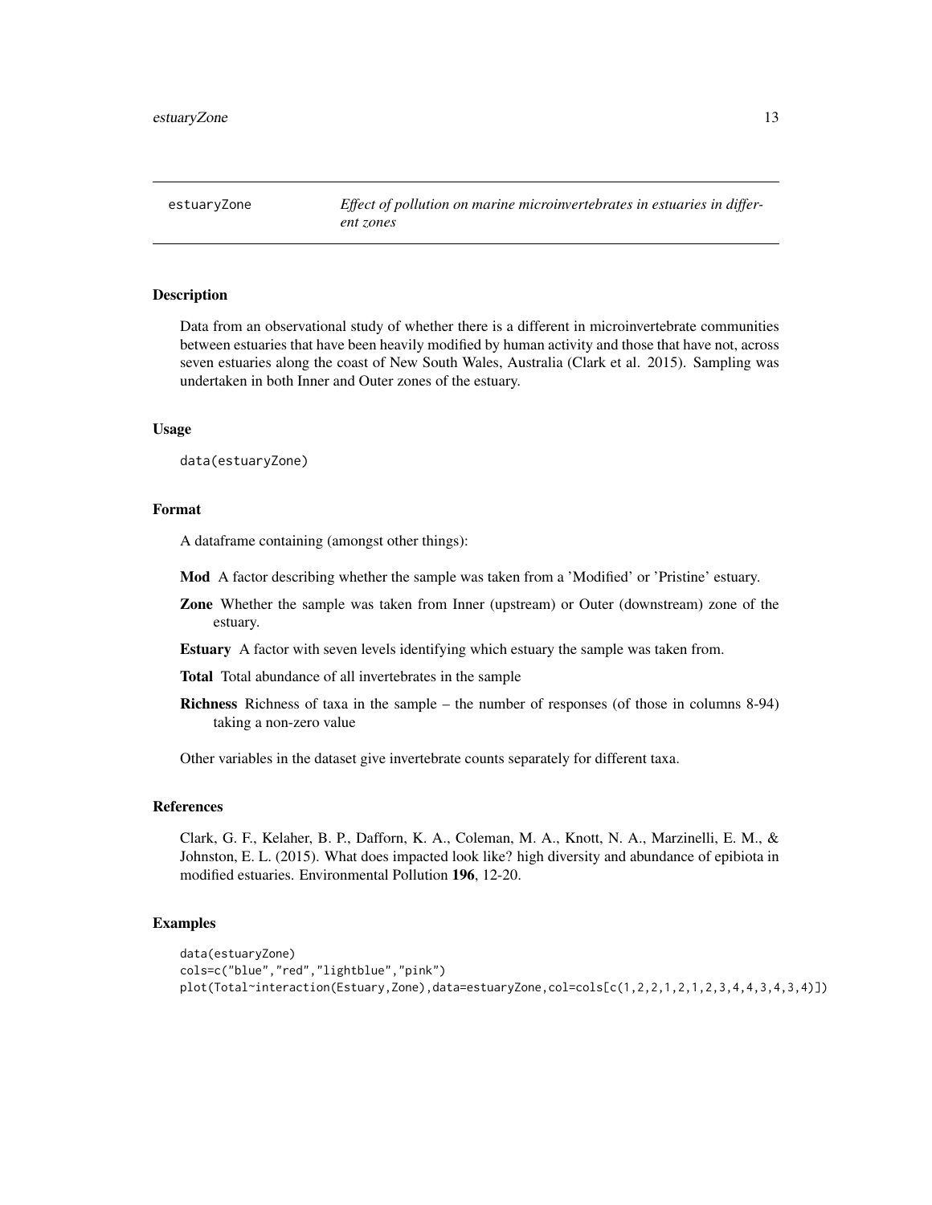estuaryZone *Effect of pollution on marine microinvertebrates in estuaries in different zones*

## Description

Data from an observational study of whether there is a different in microinvertebrate communities between estuaries that have been heavily modified by human activity and those that have not, across seven estuaries along the coast of New South Wales, Australia (Clark et al. 2015). Sampling was undertaken in both Inner and Outer zones of the estuary.

## Usage

```
data(estuaryZone)
```

## Format

A dataframe containing (amongst other things):

**Mod** A factor describing whether the sample was taken from a 'Modified' or 'Pristine' estuary.

**Zone** Whether the sample was taken from Inner (upstream) or Outer (downstream) zone of the estuary.

**Estuary** A factor with seven levels identifying which estuary the sample was taken from.

**Total** Total abundance of all invertebrates in the sample

**Richness** Richness of taxa in the sample – the number of responses (of those in columns 8-94) taking a non-zero value

Other variables in the dataset give invertebrate counts separately for different taxa.

## References

Clark, G. F., Kelaher, B. P., Dafforn, K. A., Coleman, M. A., Knott, N. A., Marzinelli, E. M., & Johnston, E. L. (2015). What does impacted look like? high diversity and abundance of epibiota in modified estuaries. Environmental Pollution **196**, 12-20.

## Examples

```
data(estuaryZone)
cols=c("blue","red","lightblue","pink")
plot(Total~interaction(Estuary,Zone),data=estuaryZone,col=cols[c(1,2,2,1,2,1,2,3,4,4,3,4,3,4)])
```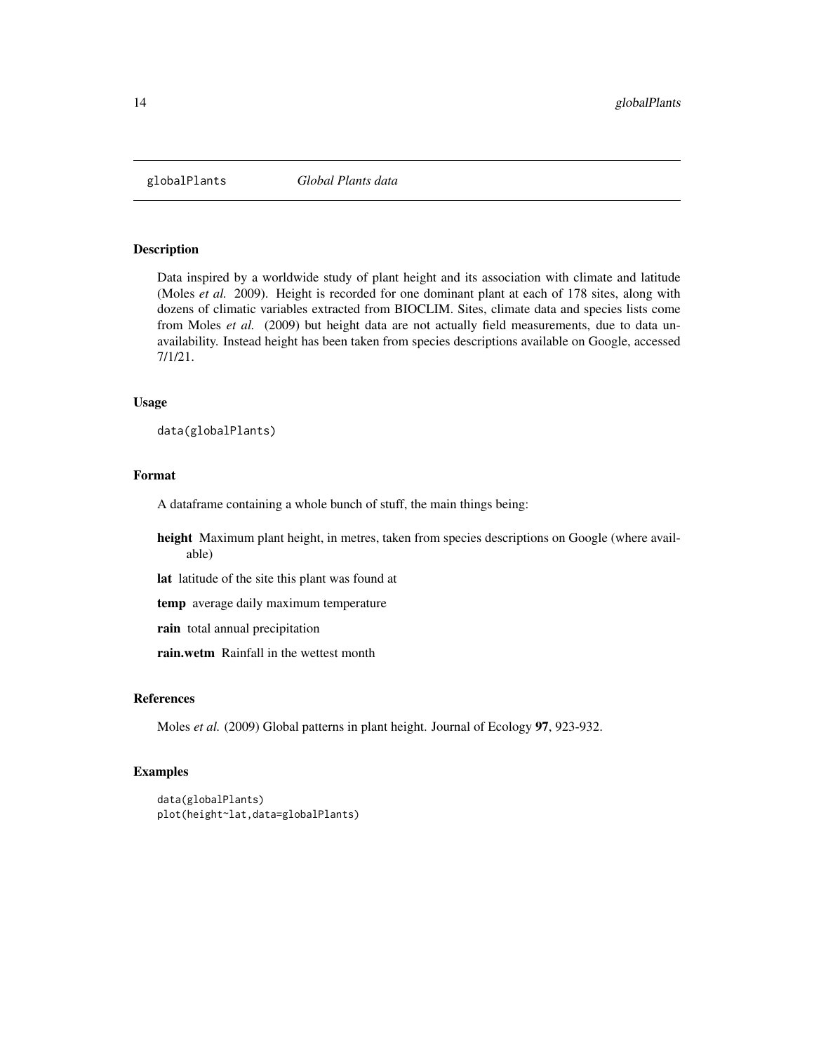## globalPlants *Global Plants data*

### Description

Data inspired by a worldwide study of plant height and its association with climate and latitude (Moles *et al.* 2009). Height is recorded for one dominant plant at each of 178 sites, along with dozens of climatic variables extracted from BIOCLIM. Sites, climate data and species lists come from Moles *et al.* (2009) but height data are not actually field measurements, due to data unavailability. Instead height has been taken from species descriptions available on Google, accessed 7/1/21.

### Usage

```
data(globalPlants)
```

### Format

A dataframe containing a whole bunch of stuff, the main things being:

- **height** Maximum plant height, in metres, taken from species descriptions on Google (where available)
- **lat** latitude of the site this plant was found at
- **temp** average daily maximum temperature
- **rain** total annual precipitation
- **rain.wetm** Rainfall in the wettest month

### References

Moles *et al.* (2009) Global patterns in plant height. Journal of Ecology **97**, 923-932.

### Examples

```
data(globalPlants)
plot(height~lat,data=globalPlants)
```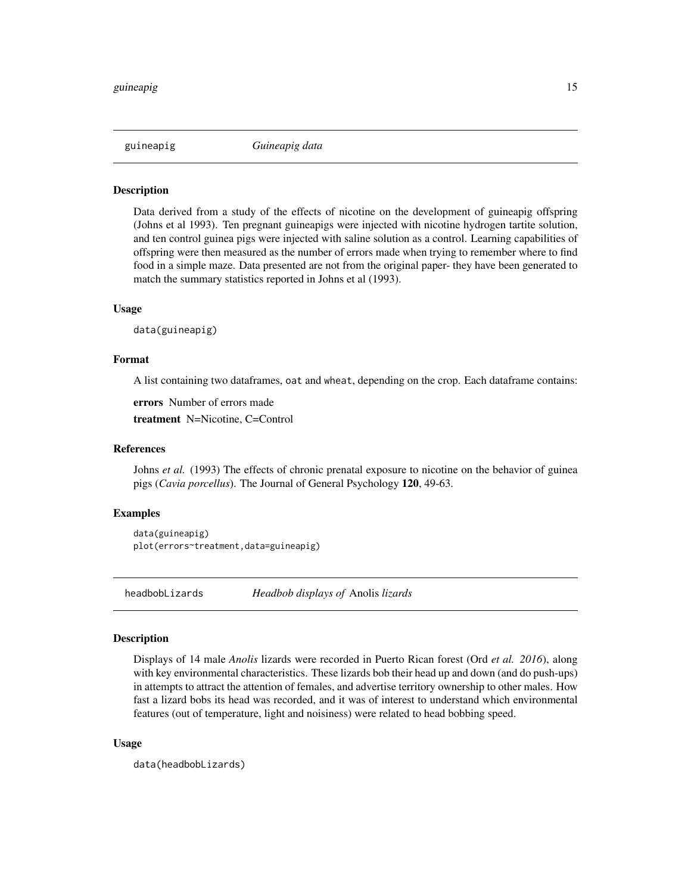## guineapig *Guineapig data*

### Description

Data derived from a study of the effects of nicotine on the development of guineapig offspring (Johns et al 1993). Ten pregnant guineapigs were injected with nicotine hydrogen tartite solution, and ten control guinea pigs were injected with saline solution as a control. Learning capabilities of offspring were then measured as the number of errors made when trying to remember where to find food in a simple maze. Data presented are not from the original paper- they have been generated to match the summary statistics reported in Johns et al (1993).

### Usage

```
data(guineapig)
```

### Format

A list containing two dataframes, `oat` and `wheat`, depending on the crop. Each dataframe contains:

**errors** Number of errors made

**treatment** N=Nicotine, C=Control

### References

Johns *et al.* (1993) The effects of chronic prenatal exposure to nicotine on the behavior of guinea pigs (*Cavia porcellus*). The Journal of General Psychology **120**, 49-63.

### Examples

```
data(guineapig)
plot(errors~treatment,data=guineapig)
```

## headbobLizards *Headbob displays of* Anolis *lizards*

### Description

Displays of 14 male *Anolis* lizards were recorded in Puerto Rican forest (Ord *et al. 2016*), along with key environmental characteristics. These lizards bob their head up and down (and do push-ups) in attempts to attract the attention of females, and advertise territory ownership to other males. How fast a lizard bobs its head was recorded, and it was of interest to understand which environmental features (out of temperature, light and noisiness) were related to head bobbing speed.

### Usage

```
data(headbobLizards)
```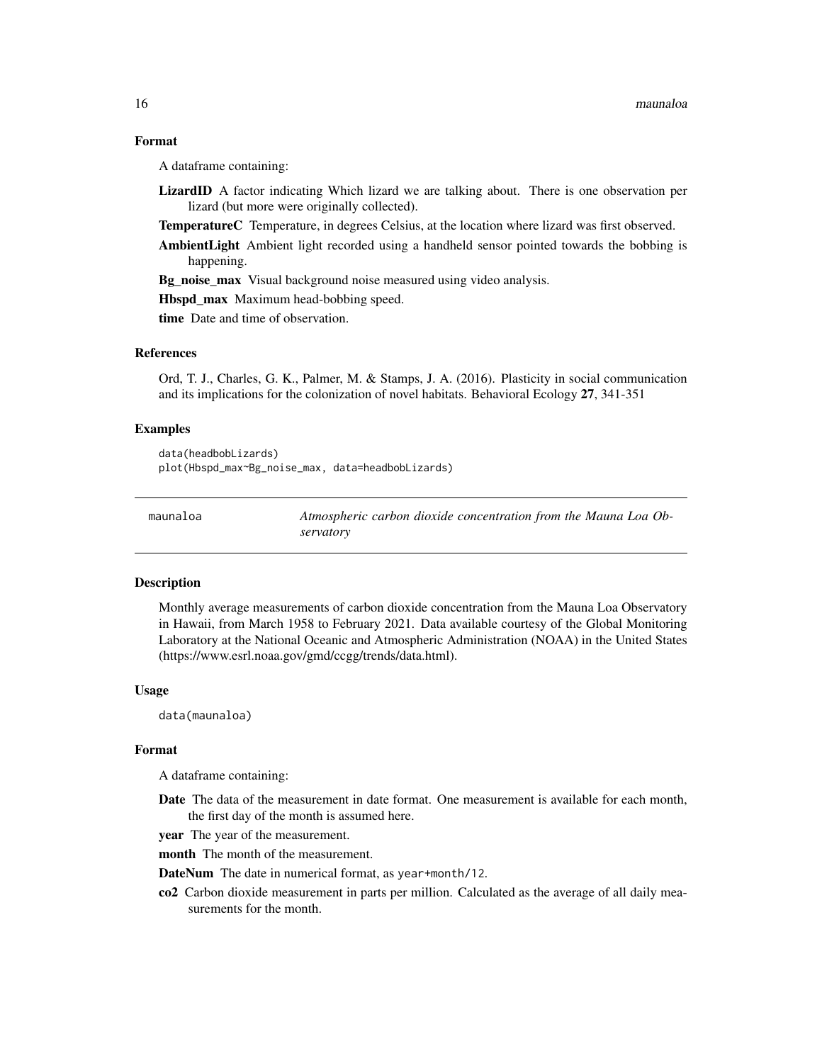### Format

A dataframe containing:

**LizardID** A factor indicating Which lizard we are talking about. There is one observation per lizard (but more were originally collected).

**TemperatureC** Temperature, in degrees Celsius, at the location where lizard was first observed.

**AmbientLight** Ambient light recorded using a handheld sensor pointed towards the bobbing is happening.

**Bg_noise_max** Visual background noise measured using video analysis.

**Hbspd_max** Maximum head-bobbing speed.

**time** Date and time of observation.

### References

Ord, T. J., Charles, G. K., Palmer, M. & Stamps, J. A. (2016). Plasticity in social communication and its implications for the colonization of novel habitats. Behavioral Ecology **27**, 341-351

### Examples

```
data(headbobLizards)
plot(Hbspd_max~Bg_noise_max, data=headbobLizards)
```

---

## maunaloa — *Atmospheric carbon dioxide concentration from the Mauna Loa Observatory*

### Description

Monthly average measurements of carbon dioxide concentration from the Mauna Loa Observatory in Hawaii, from March 1958 to February 2021. Data available courtesy of the Global Monitoring Laboratory at the National Oceanic and Atmospheric Administration (NOAA) in the United States (https://www.esrl.noaa.gov/gmd/ccgg/trends/data.html).

### Usage

```
data(maunaloa)
```

### Format

A dataframe containing:

**Date** The data of the measurement in date format. One measurement is available for each month, the first day of the month is assumed here.

**year** The year of the measurement.

**month** The month of the measurement.

**DateNum** The date in numerical format, as `year+month/12`.

**co2** Carbon dioxide measurement in parts per million. Calculated as the average of all daily measurements for the month.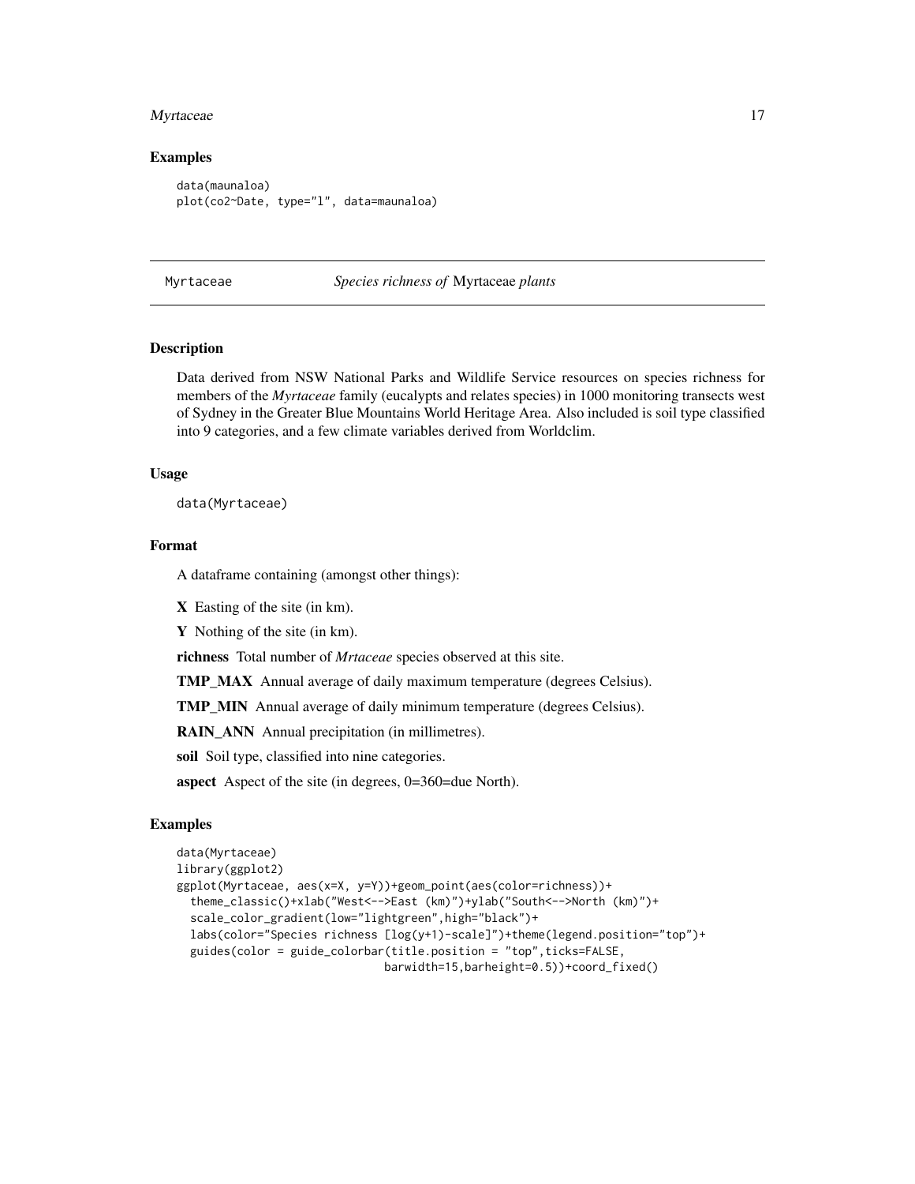### Examples

```
data(maunaloa)
plot(co2~Date, type="l", data=maunaloa)
```

---

## Myrtaceae *Species richness of* Myrtaceae *plants*

---

### Description

Data derived from NSW National Parks and Wildlife Service resources on species richness for members of the *Myrtaceae* family (eucalypts and relates species) in 1000 monitoring transects west of Sydney in the Greater Blue Mountains World Heritage Area. Also included is soil type classified into 9 categories, and a few climate variables derived from Worldclim.

### Usage

```
data(Myrtaceae)
```

### Format

A dataframe containing (amongst other things):

**X** Easting of the site (in km).

**Y** Nothing of the site (in km).

**richness** Total number of *Mrtaceae* species observed at this site.

**TMP_MAX** Annual average of daily maximum temperature (degrees Celsius).

**TMP_MIN** Annual average of daily minimum temperature (degrees Celsius).

**RAIN_ANN** Annual precipitation (in millimetres).

**soil** Soil type, classified into nine categories.

**aspect** Aspect of the site (in degrees, 0=360=due North).

### Examples

```
data(Myrtaceae)
library(ggplot2)
ggplot(Myrtaceae, aes(x=X, y=Y))+geom_point(aes(color=richness))+
  theme_classic()+xlab("West<-->East (km)")+ylab("South<-->North (km)")+
  scale_color_gradient(low="lightgreen",high="black")+
  labs(color="Species richness [log(y+1)-scale]")+theme(legend.position="top")+
  guides(color = guide_colorbar(title.position = "top",ticks=FALSE,
                                barwidth=15,barheight=0.5))+coord_fixed()
```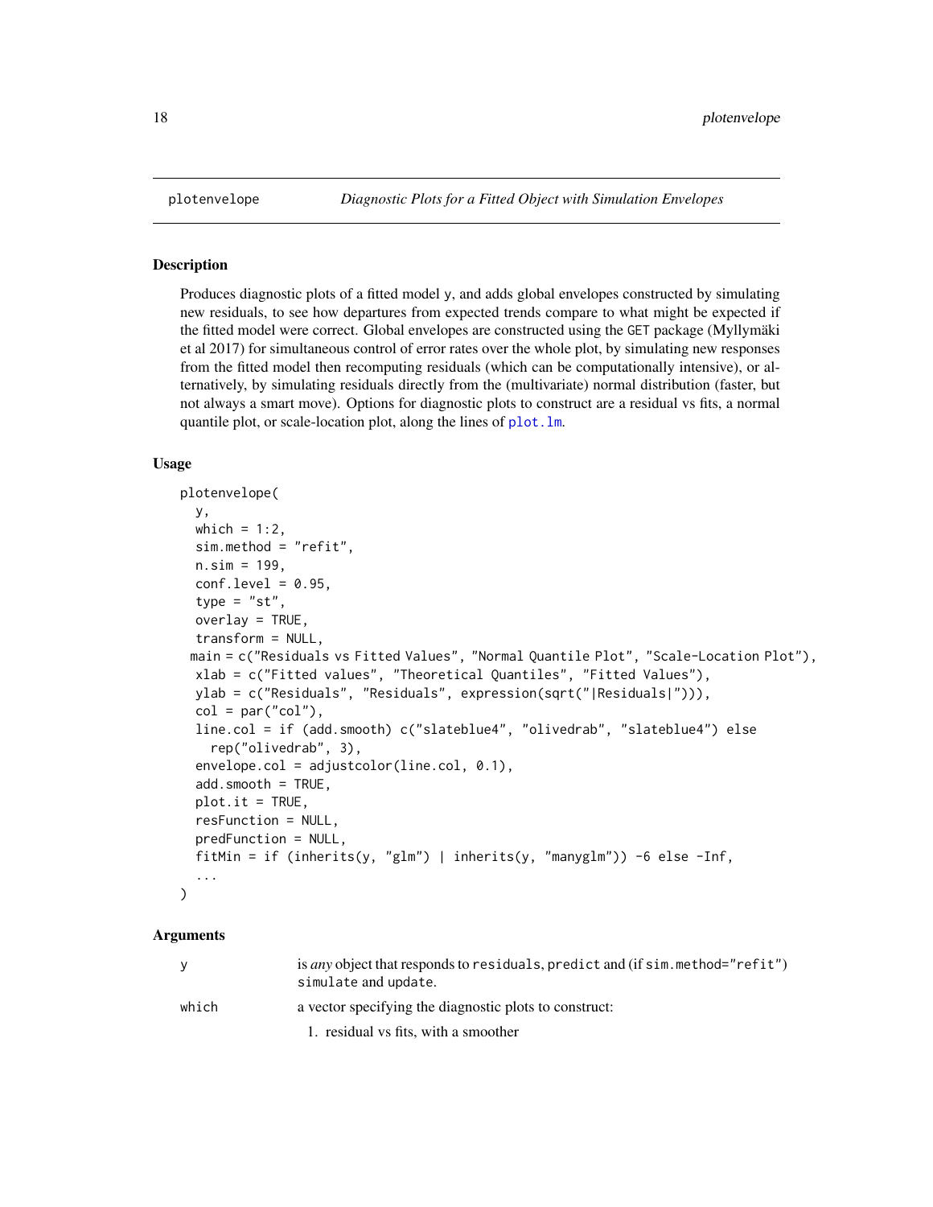# plotenvelope — *Diagnostic Plots for a Fitted Object with Simulation Envelopes*

## Description

Produces diagnostic plots of a fitted model y, and adds global envelopes constructed by simulating new residuals, to see how departures from expected trends compare to what might be expected if the fitted model were correct. Global envelopes are constructed using the GET package (Myllymäki et al 2017) for simultaneous control of error rates over the whole plot, by simulating new responses from the fitted model then recomputing residuals (which can be computationally intensive), or alternatively, by simulating residuals directly from the (multivariate) normal distribution (faster, but not always a smart move). Options for diagnostic plots to construct are a residual vs fits, a normal quantile plot, or scale-location plot, along the lines of plot.lm.

## Usage

```
plotenvelope(
  y,
  which = 1:2,
  sim.method = "refit",
  n.sim = 199,
  conf.level = 0.95,
  type = "st",
  overlay = TRUE,
  transform = NULL,
 main = c("Residuals vs Fitted Values", "Normal Quantile Plot", "Scale-Location Plot"),
  xlab = c("Fitted values", "Theoretical Quantiles", "Fitted Values"),
  ylab = c("Residuals", "Residuals", expression(sqrt("|Residuals|"))),
  col = par("col"),
  line.col = if (add.smooth) c("slateblue4", "olivedrab", "slateblue4") else
    rep("olivedrab", 3),
  envelope.col = adjustcolor(line.col, 0.1),
  add.smooth = TRUE,
  plot.it = TRUE,
  resFunction = NULL,
  predFunction = NULL,
  fitMin = if (inherits(y, "glm") | inherits(y, "manyglm")) -6 else -Inf,
  ...
)
```

## Arguments

| | |
|---|---|
| y | is *any* object that responds to residuals, predict and (if sim.method="refit") simulate and update. |
| which | a vector specifying the diagnostic plots to construct:<br>1. residual vs fits, with a smoother |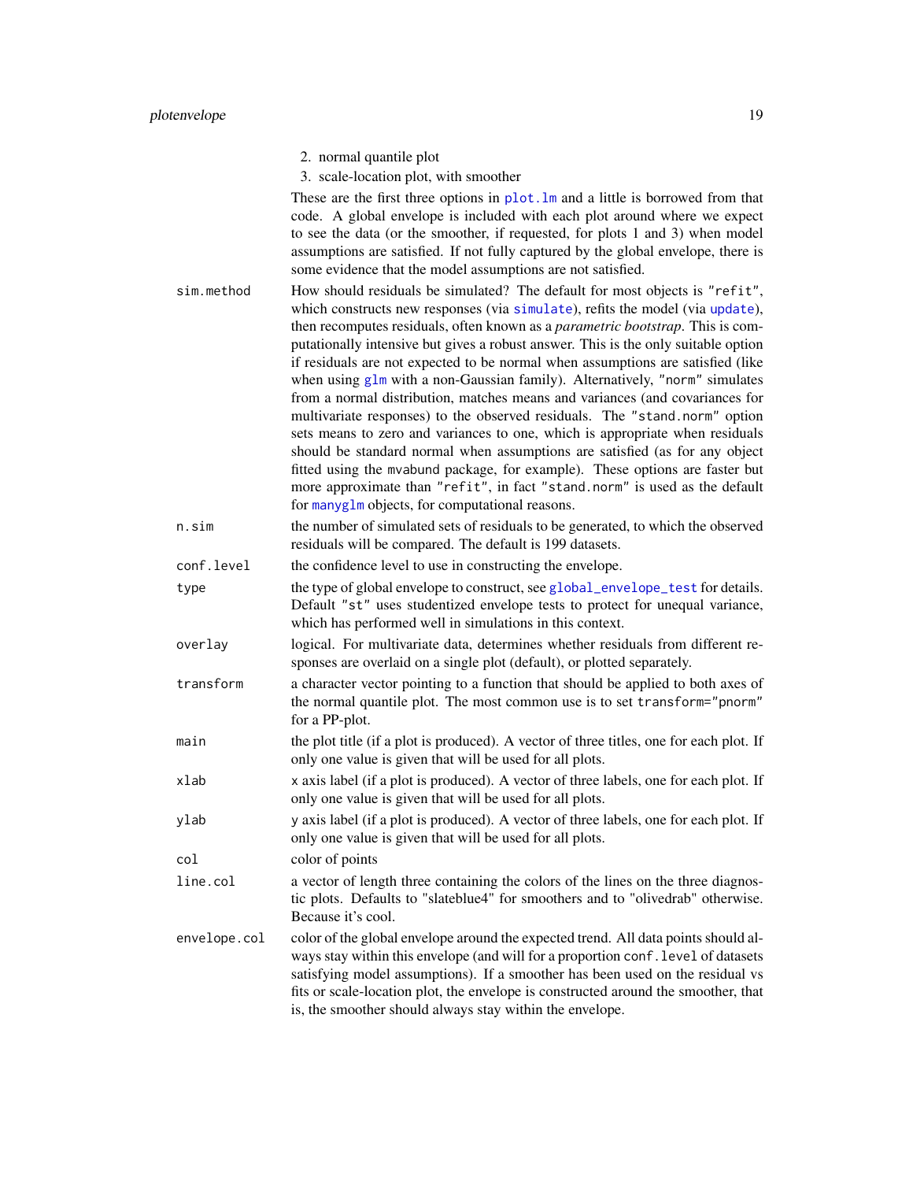2. normal quantile plot
3. scale-location plot, with smoother

These are the first three options in `plot.lm` and a little is borrowed from that code. A global envelope is included with each plot around where we expect to see the data (or the smoother, if requested, for plots 1 and 3) when model assumptions are satisfied. If not fully captured by the global envelope, there is some evidence that the model assumptions are not satisfied.

`sim.method`
: How should residuals be simulated? The default for most objects is `"refit"`, which constructs new responses (via `simulate`), refits the model (via `update`), then recomputes residuals, often known as a *parametric bootstrap*. This is computationally intensive but gives a robust answer. This is the only suitable option if residuals are not expected to be normal when assumptions are satisfied (like when using `glm` with a non-Gaussian family). Alternatively, `"norm"` simulates from a normal distribution, matches means and variances (and covariances for multivariate responses) to the observed residuals. The `"stand.norm"` option sets means to zero and variances to one, which is appropriate when residuals should be standard normal when assumptions are satisfied (as for any object fitted using the `mvabund` package, for example). These options are faster but more approximate than `"refit"`, in fact `"stand.norm"` is used as the default for `manyglm` objects, for computational reasons.

`n.sim`
: the number of simulated sets of residuals to be generated, to which the observed residuals will be compared. The default is 199 datasets.

`conf.level`
: the confidence level to use in constructing the envelope.

`type`
: the type of global envelope to construct, see `global_envelope_test` for details. Default `"st"` uses studentized envelope tests to protect for unequal variance, which has performed well in simulations in this context.

`overlay`
: logical. For multivariate data, determines whether residuals from different responses are overlaid on a single plot (default), or plotted separately.

`transform`
: a character vector pointing to a function that should be applied to both axes of the normal quantile plot. The most common use is to set `transform="pnorm"` for a PP-plot.

`main`
: the plot title (if a plot is produced). A vector of three titles, one for each plot. If only one value is given that will be used for all plots.

`xlab`
: x axis label (if a plot is produced). A vector of three labels, one for each plot. If only one value is given that will be used for all plots.

`ylab`
: y axis label (if a plot is produced). A vector of three labels, one for each plot. If only one value is given that will be used for all plots.

`col`
: color of points

`line.col`
: a vector of length three containing the colors of the lines on the three diagnostic plots. Defaults to "slateblue4" for smoothers and to "olivedrab" otherwise. Because it's cool.

`envelope.col`
: color of the global envelope around the expected trend. All data points should always stay within this envelope (and will for a proportion `conf.level` of datasets satisfying model assumptions). If a smoother has been used on the residual vs fits or scale-location plot, the envelope is constructed around the smoother, that is, the smoother should always stay within the envelope.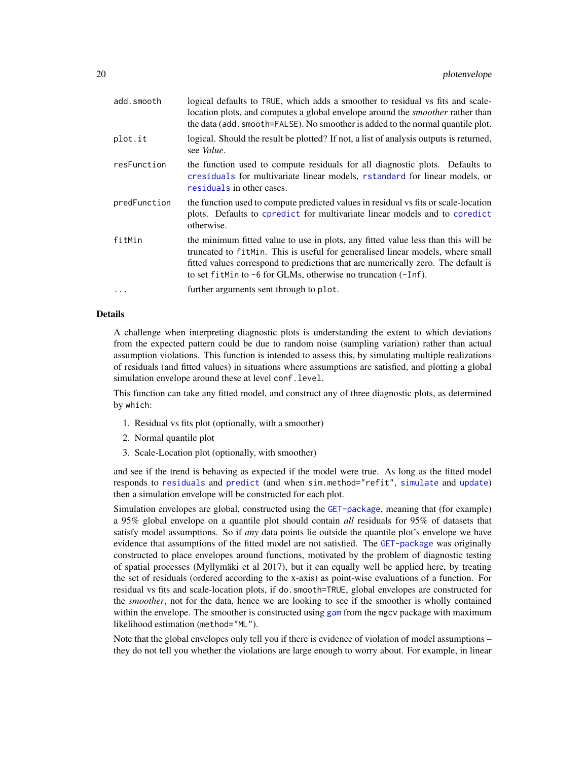| | |
|---|---|
| `add.smooth` | logical defaults to TRUE, which adds a smoother to residual vs fits and scale-location plots, and computes a global envelope around the *smoother* rather than the data (`add.smooth=FALSE`). No smoother is added to the normal quantile plot. |
| `plot.it` | logical. Should the result be plotted? If not, a list of analysis outputs is returned, see *Value*. |
| `resFunction` | the function used to compute residuals for all diagnostic plots. Defaults to `cresiduals` for multivariate linear models, `rstandard` for linear models, or `residuals` in other cases. |
| `predFunction` | the function used to compute predicted values in residual vs fits or scale-location plots. Defaults to `cpredict` for multivariate linear models and to `cpredict` otherwise. |
| `fitMin` | the minimum fitted value to use in plots, any fitted value less than this will be truncated to `fitMin`. This is useful for generalised linear models, where small fitted values correspond to predictions that are numerically zero. The default is to set `fitMin` to `-6` for GLMs, otherwise no truncation (`-Inf`). |
| `...` | further arguments sent through to `plot`. |

## Details

A challenge when interpreting diagnostic plots is understanding the extent to which deviations from the expected pattern could be due to random noise (sampling variation) rather than actual assumption violations. This function is intended to assess this, by simulating multiple realizations of residuals (and fitted values) in situations where assumptions are satisfied, and plotting a global simulation envelope around these at level `conf.level`.

This function can take any fitted model, and construct any of three diagnostic plots, as determined by `which`:

1. Residual vs fits plot (optionally, with a smoother)
2. Normal quantile plot
3. Scale-Location plot (optionally, with smoother)

and see if the trend is behaving as expected if the model were true. As long as the fitted model responds to `residuals` and `predict` (and when `sim.method="refit"`, `simulate` and `update`) then a simulation envelope will be constructed for each plot.

Simulation envelopes are global, constructed using the `GET-package`, meaning that (for example) a 95% global envelope on a quantile plot should contain *all* residuals for 95% of datasets that satisfy model assumptions. So if *any* data points lie outside the quantile plot's envelope we have evidence that assumptions of the fitted model are not satisfied. The `GET-package` was originally constructed to place envelopes around functions, motivated by the problem of diagnostic testing of spatial processes (Myllymäki et al 2017), but it can equally well be applied here, by treating the set of residuals (ordered according to the x-axis) as point-wise evaluations of a function. For residual vs fits and scale-location plots, if `do.smooth=TRUE`, global envelopes are constructed for the *smoother*, not for the data, hence we are looking to see if the smoother is wholly contained within the envelope. The smoother is constructed using `gam` from the `mgcv` package with maximum likelihood estimation (`method="ML"`).

Note that the global envelopes only tell you if there is evidence of violation of model assumptions – they do not tell you whether the violations are large enough to worry about. For example, in linear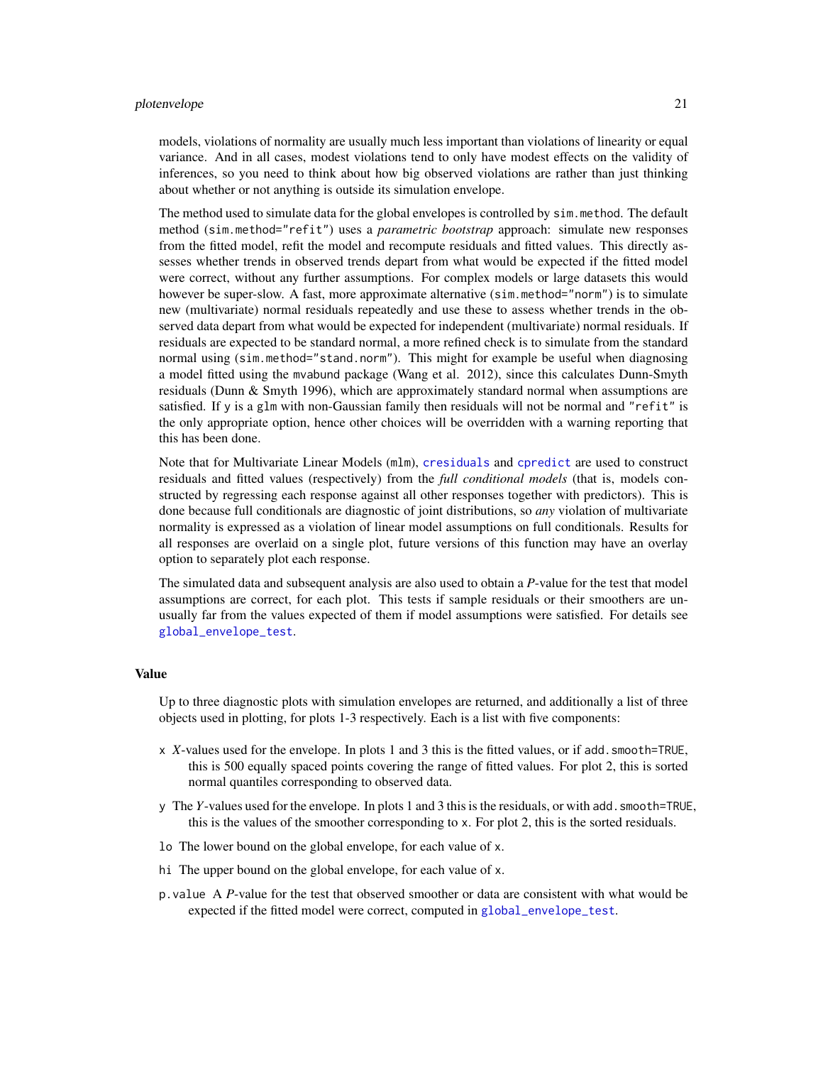models, violations of normality are usually much less important than violations of linearity or equal variance. And in all cases, modest violations tend to only have modest effects on the validity of inferences, so you need to think about how big observed violations are rather than just thinking about whether or not anything is outside its simulation envelope.

The method used to simulate data for the global envelopes is controlled by `sim.method`. The default method (`sim.method="refit"`) uses a *parametric bootstrap* approach: simulate new responses from the fitted model, refit the model and recompute residuals and fitted values. This directly assesses whether trends in observed trends depart from what would be expected if the fitted model were correct, without any further assumptions. For complex models or large datasets this would however be super-slow. A fast, more approximate alternative (`sim.method="norm"`) is to simulate new (multivariate) normal residuals repeatedly and use these to assess whether trends in the observed data depart from what would be expected for independent (multivariate) normal residuals. If residuals are expected to be standard normal, a more refined check is to simulate from the standard normal using (`sim.method="stand.norm"`). This might for example be useful when diagnosing a model fitted using the `mvabund` package (Wang et al. 2012), since this calculates Dunn-Smyth residuals (Dunn & Smyth 1996), which are approximately standard normal when assumptions are satisfied. If `y` is a `glm` with non-Gaussian family then residuals will not be normal and `"refit"` is the only appropriate option, hence other choices will be overridden with a warning reporting that this has been done.

Note that for Multivariate Linear Models (`mlm`), `cresiduals` and `cpredict` are used to construct residuals and fitted values (respectively) from the *full conditional models* (that is, models constructed by regressing each response against all other responses together with predictors). This is done because full conditionals are diagnostic of joint distributions, so *any* violation of multivariate normality is expressed as a violation of linear model assumptions on full conditionals. Results for all responses are overlaid on a single plot, future versions of this function may have an overlay option to separately plot each response.

The simulated data and subsequent analysis are also used to obtain a *P*-value for the test that model assumptions are correct, for each plot. This tests if sample residuals or their smoothers are unusually far from the values expected of them if model assumptions were satisfied. For details see `global_envelope_test`.

### Value

Up to three diagnostic plots with simulation envelopes are returned, and additionally a list of three objects used in plotting, for plots 1-3 respectively. Each is a list with five components:

- `x` *X*-values used for the envelope. In plots 1 and 3 this is the fitted values, or if `add.smooth=TRUE`, this is 500 equally spaced points covering the range of fitted values. For plot 2, this is sorted normal quantiles corresponding to observed data.
- `y` The *Y*-values used for the envelope. In plots 1 and 3 this is the residuals, or with `add.smooth=TRUE`, this is the values of the smoother corresponding to `x`. For plot 2, this is the sorted residuals.
- `lo` The lower bound on the global envelope, for each value of `x`.
- `hi` The upper bound on the global envelope, for each value of `x`.
- `p.value` A *P*-value for the test that observed smoother or data are consistent with what would be expected if the fitted model were correct, computed in `global_envelope_test`.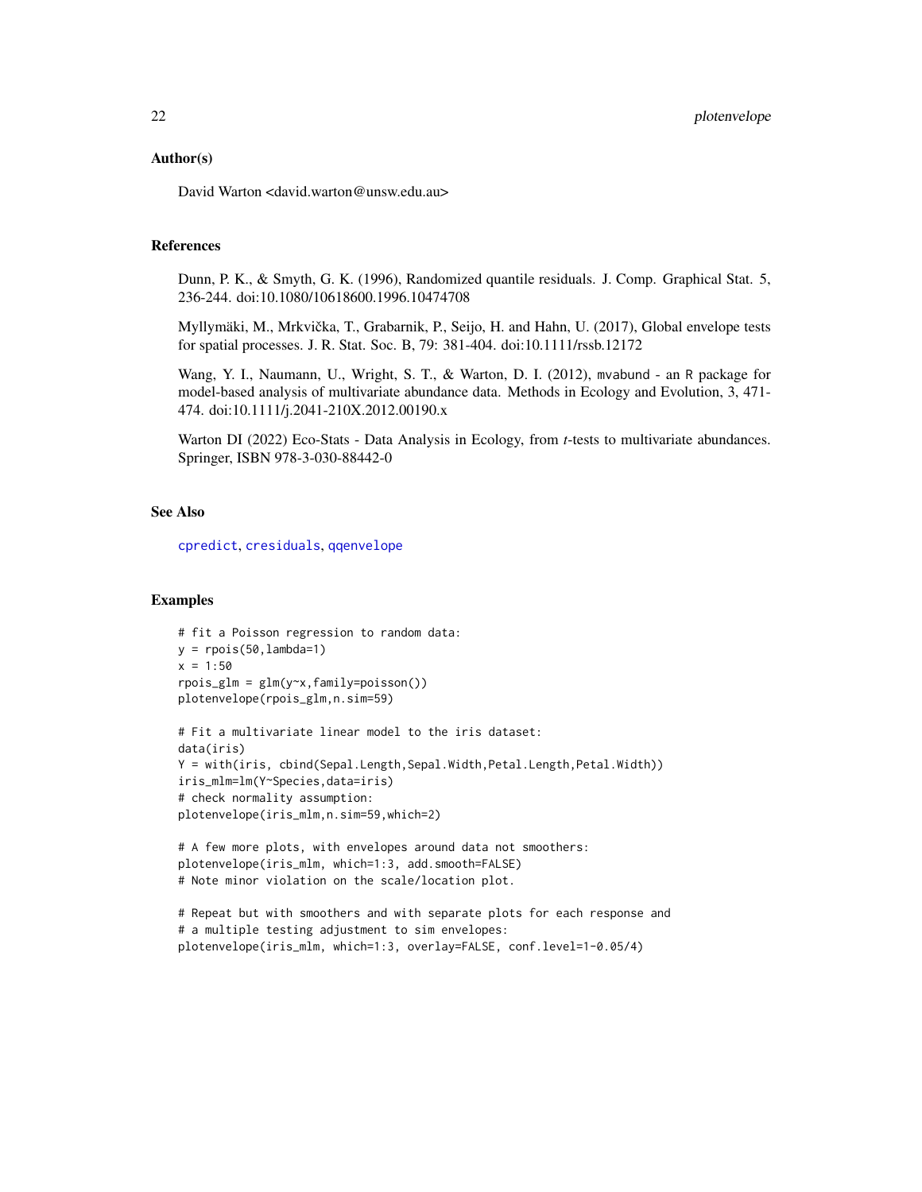## Author(s)

David Warton <david.warton@unsw.edu.au>

## References

Dunn, P. K., & Smyth, G. K. (1996), Randomized quantile residuals. J. Comp. Graphical Stat. 5, 236-244. doi:10.1080/10618600.1996.10474708

Myllymäki, M., Mrkvička, T., Grabarnik, P., Seijo, H. and Hahn, U. (2017), Global envelope tests for spatial processes. J. R. Stat. Soc. B, 79: 381-404. doi:10.1111/rssb.12172

Wang, Y. I., Naumann, U., Wright, S. T., & Warton, D. I. (2012), mvabund - an R package for model-based analysis of multivariate abundance data. Methods in Ecology and Evolution, 3, 471-474. doi:10.1111/j.2041-210X.2012.00190.x

Warton DI (2022) Eco-Stats - Data Analysis in Ecology, from *t*-tests to multivariate abundances. Springer, ISBN 978-3-030-88442-0

## See Also

cpredict, cresiduals, qqenvelope

## Examples

```
# fit a Poisson regression to random data:
y = rpois(50,lambda=1)
x = 1:50
rpois_glm = glm(y~x,family=poisson())
plotenvelope(rpois_glm,n.sim=59)

# Fit a multivariate linear model to the iris dataset:
data(iris)
Y = with(iris, cbind(Sepal.Length,Sepal.Width,Petal.Length,Petal.Width))
iris_mlm=lm(Y~Species,data=iris)
# check normality assumption:
plotenvelope(iris_mlm,n.sim=59,which=2)

# A few more plots, with envelopes around data not smoothers:
plotenvelope(iris_mlm, which=1:3, add.smooth=FALSE)
# Note minor violation on the scale/location plot.

# Repeat but with smoothers and with separate plots for each response and
# a multiple testing adjustment to sim envelopes:
plotenvelope(iris_mlm, which=1:3, overlay=FALSE, conf.level=1-0.05/4)
```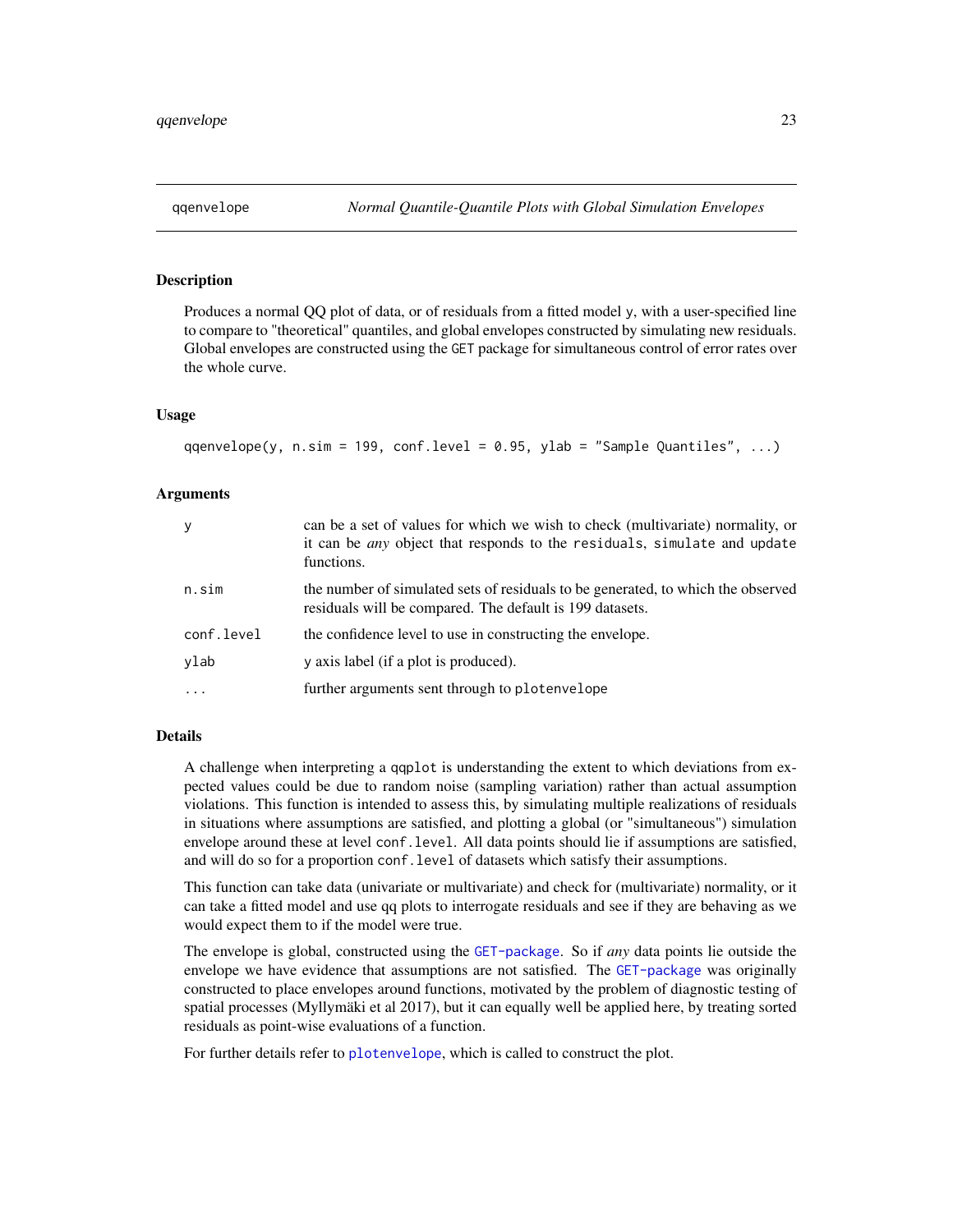# qqenvelope — *Normal Quantile-Quantile Plots with Global Simulation Envelopes*

## Description

Produces a normal QQ plot of data, or of residuals from a fitted model y, with a user-specified line to compare to "theoretical" quantiles, and global envelopes constructed by simulating new residuals. Global envelopes are constructed using the GET package for simultaneous control of error rates over the whole curve.

## Usage

```
qqenvelope(y, n.sim = 199, conf.level = 0.95, ylab = "Sample Quantiles", ...)
```

## Arguments

| | |
|---|---|
| y | can be a set of values for which we wish to check (multivariate) normality, or it can be *any* object that responds to the residuals, simulate and update functions. |
| n.sim | the number of simulated sets of residuals to be generated, to which the observed residuals will be compared. The default is 199 datasets. |
| conf.level | the confidence level to use in constructing the envelope. |
| ylab | y axis label (if a plot is produced). |
| ... | further arguments sent through to plotenvelope |

## Details

A challenge when interpreting a qqplot is understanding the extent to which deviations from expected values could be due to random noise (sampling variation) rather than actual assumption violations. This function is intended to assess this, by simulating multiple realizations of residuals in situations where assumptions are satisfied, and plotting a global (or "simultaneous") simulation envelope around these at level conf.level. All data points should lie if assumptions are satisfied, and will do so for a proportion conf.level of datasets which satisfy their assumptions.

This function can take data (univariate or multivariate) and check for (multivariate) normality, or it can take a fitted model and use qq plots to interrogate residuals and see if they are behaving as we would expect them to if the model were true.

The envelope is global, constructed using the GET-package. So if *any* data points lie outside the envelope we have evidence that assumptions are not satisfied. The GET-package was originally constructed to place envelopes around functions, motivated by the problem of diagnostic testing of spatial processes (Myllymäki et al 2017), but it can equally well be applied here, by treating sorted residuals as point-wise evaluations of a function.

For further details refer to plotenvelope, which is called to construct the plot.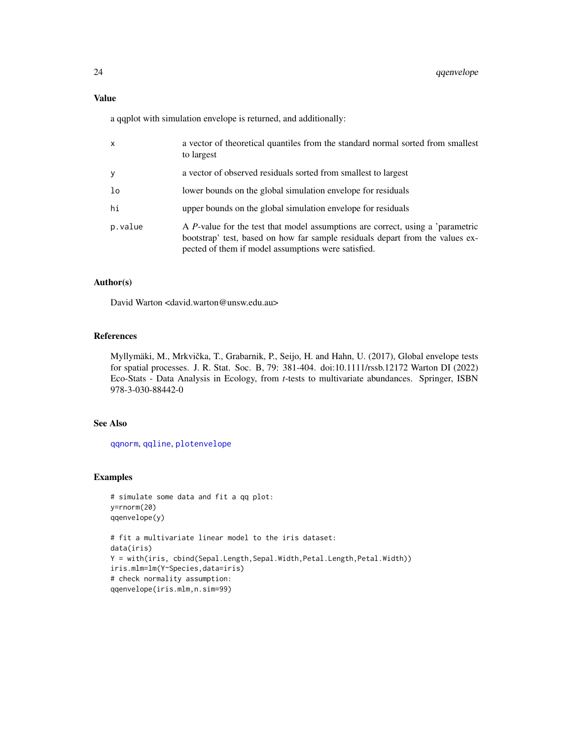## Value

a qqplot with simulation envelope is returned, and additionally:

| | |
|---|---|
| `x` | a vector of theoretical quantiles from the standard normal sorted from smallest to largest |
| `y` | a vector of observed residuals sorted from smallest to largest |
| `lo` | lower bounds on the global simulation envelope for residuals |
| `hi` | upper bounds on the global simulation envelope for residuals |
| `p.value` | A *P*-value for the test that model assumptions are correct, using a 'parametric bootstrap' test, based on how far sample residuals depart from the values expected of them if model assumptions were satisfied. |

## Author(s)

David Warton <david.warton@unsw.edu.au>

## References

Myllymäki, M., Mrkvička, T., Grabarnik, P., Seijo, H. and Hahn, U. (2017), Global envelope tests for spatial processes. J. R. Stat. Soc. B, 79: 381-404. doi:10.1111/rssb.12172 Warton DI (2022) Eco-Stats - Data Analysis in Ecology, from *t*-tests to multivariate abundances. Springer, ISBN 978-3-030-88442-0

## See Also

qqnorm, qqline, plotenvelope

## Examples

```
# simulate some data and fit a qq plot:
y=rnorm(20)
qqenvelope(y)

# fit a multivariate linear model to the iris dataset:
data(iris)
Y = with(iris, cbind(Sepal.Length,Sepal.Width,Petal.Length,Petal.Width))
iris.mlm=lm(Y~Species,data=iris)
# check normality assumption:
qqenvelope(iris.mlm,n.sim=99)
```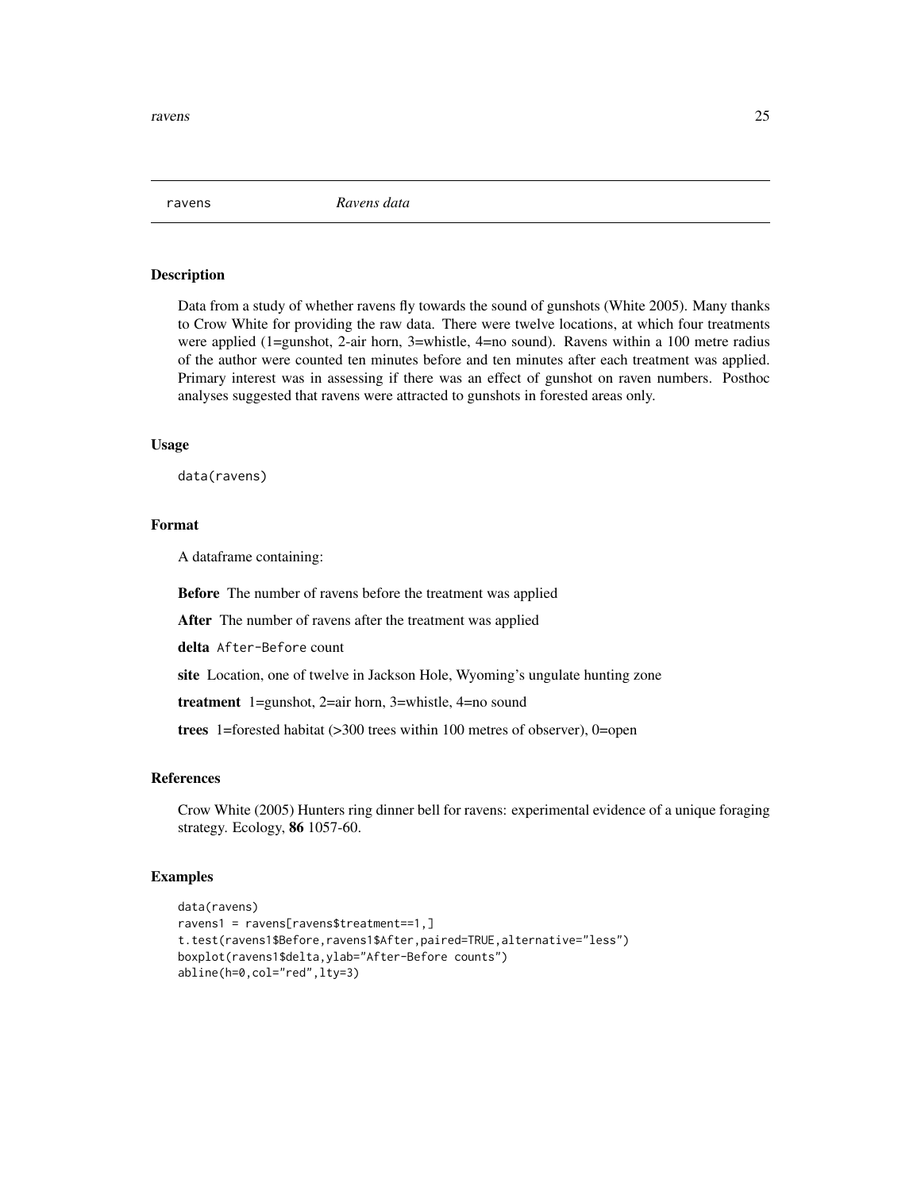ravens *Ravens data*

## Description

Data from a study of whether ravens fly towards the sound of gunshots (White 2005). Many thanks to Crow White for providing the raw data. There were twelve locations, at which four treatments were applied (1=gunshot, 2-air horn, 3=whistle, 4=no sound). Ravens within a 100 metre radius of the author were counted ten minutes before and ten minutes after each treatment was applied. Primary interest was in assessing if there was an effect of gunshot on raven numbers. Posthoc analyses suggested that ravens were attracted to gunshots in forested areas only.

## Usage

```
data(ravens)
```

## Format

A dataframe containing:

**Before** The number of ravens before the treatment was applied

**After** The number of ravens after the treatment was applied

**delta** `After-Before` count

**site** Location, one of twelve in Jackson Hole, Wyoming's ungulate hunting zone

**treatment** 1=gunshot, 2=air horn, 3=whistle, 4=no sound

**trees** 1=forested habitat (>300 trees within 100 metres of observer), 0=open

## References

Crow White (2005) Hunters ring dinner bell for ravens: experimental evidence of a unique foraging strategy. Ecology, **86** 1057-60.

## Examples

```
data(ravens)
ravens1 = ravens[ravens$treatment==1,]
t.test(ravens1$Before,ravens1$After,paired=TRUE,alternative="less")
boxplot(ravens1$delta,ylab="After-Before counts")
abline(h=0,col="red",lty=3)
```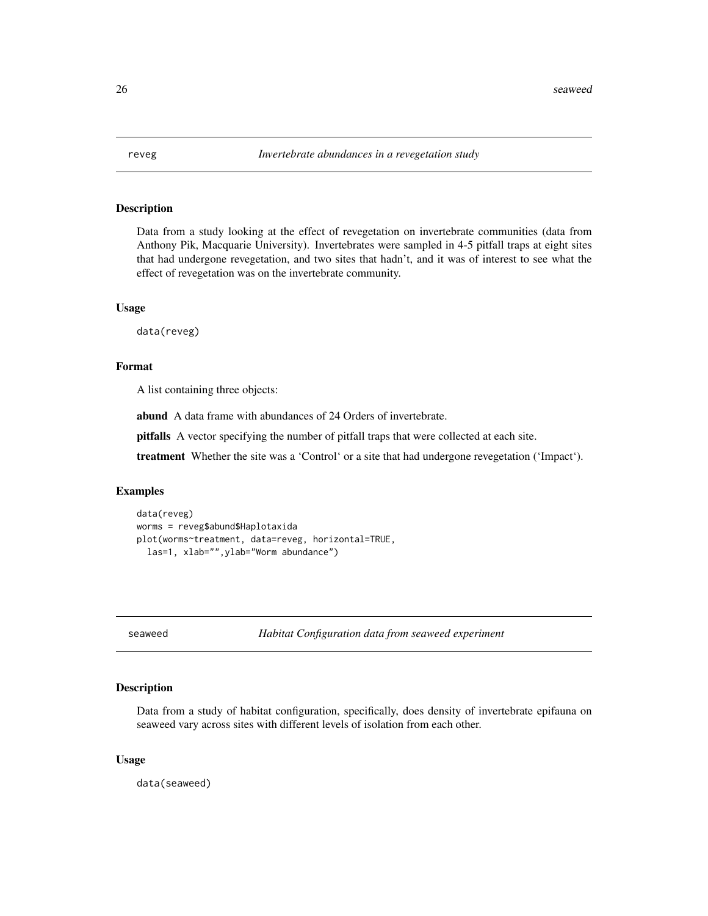## reveg — *Invertebrate abundances in a revegetation study*

### Description

Data from a study looking at the effect of revegetation on invertebrate communities (data from Anthony Pik, Macquarie University). Invertebrates were sampled in 4-5 pitfall traps at eight sites that had undergone revegetation, and two sites that hadn't, and it was of interest to see what the effect of revegetation was on the invertebrate community.

### Usage

```
data(reveg)
```

### Format

A list containing three objects:

**abund** A data frame with abundances of 24 Orders of invertebrate.

**pitfalls** A vector specifying the number of pitfall traps that were collected at each site.

**treatment** Whether the site was a 'Control' or a site that had undergone revegetation ('Impact').

### Examples

```
data(reveg)
worms = reveg$abund$Haplotaxida
plot(worms~treatment, data=reveg, horizontal=TRUE,
  las=1, xlab="",ylab="Worm abundance")
```

## seaweed — *Habitat Configuration data from seaweed experiment*

### Description

Data from a study of habitat configuration, specifically, does density of invertebrate epifauna on seaweed vary across sites with different levels of isolation from each other.

### Usage

```
data(seaweed)
```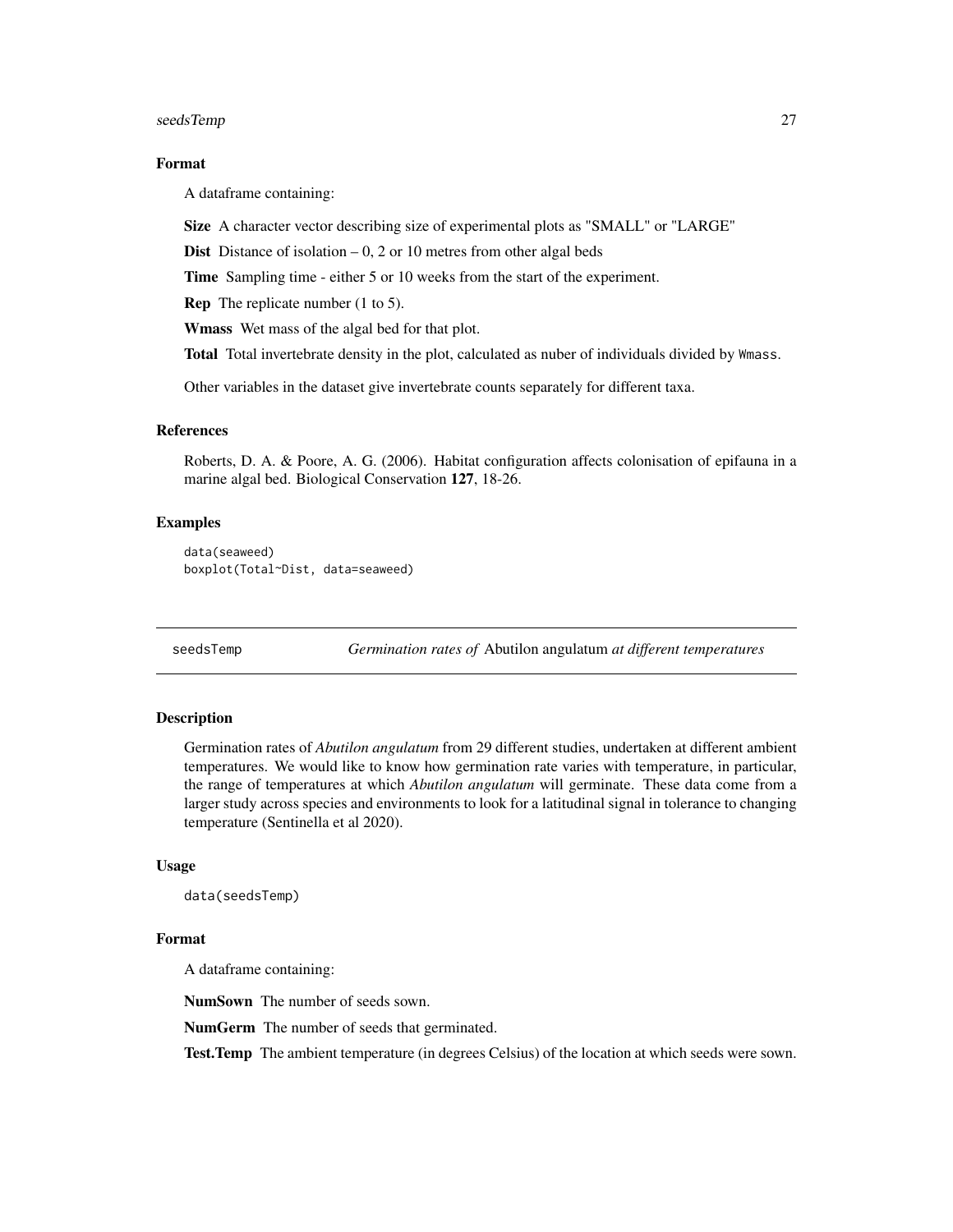### Format

A dataframe containing:

**Size** A character vector describing size of experimental plots as "SMALL" or "LARGE"

**Dist** Distance of isolation – 0, 2 or 10 metres from other algal beds

**Time** Sampling time - either 5 or 10 weeks from the start of the experiment.

**Rep** The replicate number (1 to 5).

**Wmass** Wet mass of the algal bed for that plot.

**Total** Total invertebrate density in the plot, calculated as nuber of individuals divided by `Wmass`.

Other variables in the dataset give invertebrate counts separately for different taxa.

### References

Roberts, D. A. & Poore, A. G. (2006). Habitat configuration affects colonisation of epifauna in a marine algal bed. Biological Conservation **127**, 18-26.

### Examples

```
data(seaweed)
boxplot(Total~Dist, data=seaweed)
```

---

## seedsTemp — *Germination rates of* Abutilon angulatum *at different temperatures*

### Description

Germination rates of *Abutilon angulatum* from 29 different studies, undertaken at different ambient temperatures. We would like to know how germination rate varies with temperature, in particular, the range of temperatures at which *Abutilon angulatum* will germinate. These data come from a larger study across species and environments to look for a latitudinal signal in tolerance to changing temperature (Sentinella et al 2020).

### Usage

```
data(seedsTemp)
```

### Format

A dataframe containing:

**NumSown** The number of seeds sown.

**NumGerm** The number of seeds that germinated.

**Test.Temp** The ambient temperature (in degrees Celsius) of the location at which seeds were sown.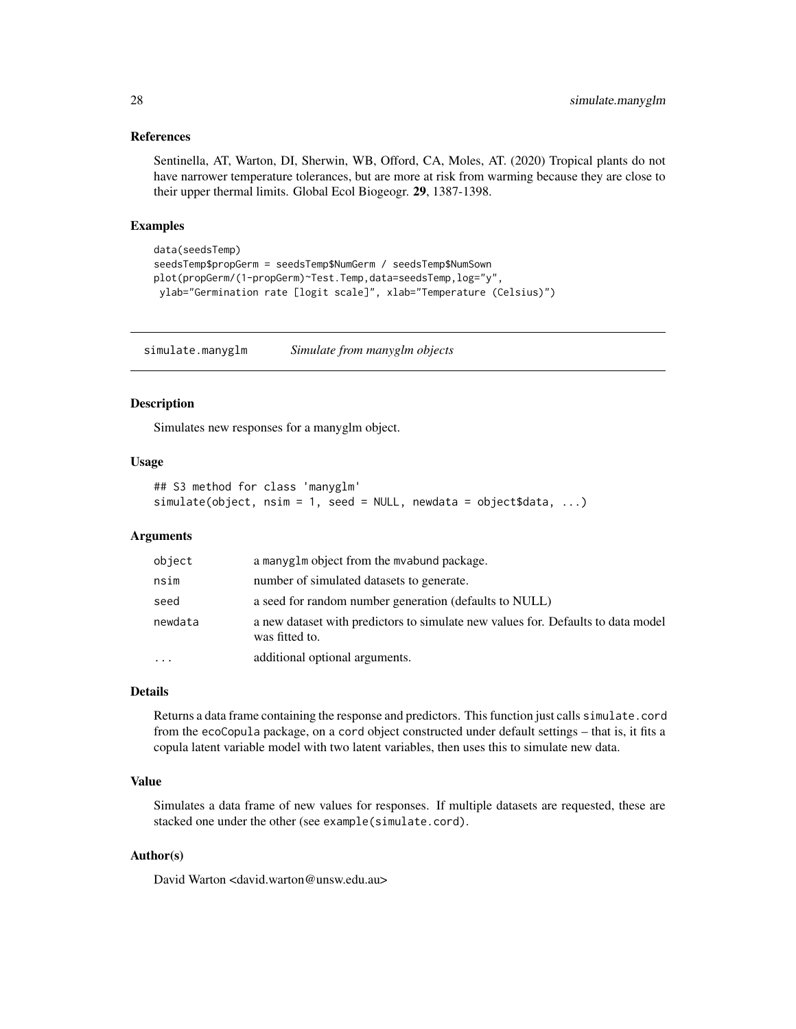### References

Sentinella, AT, Warton, DI, Sherwin, WB, Offord, CA, Moles, AT. (2020) Tropical plants do not have narrower temperature tolerances, but are more at risk from warming because they are close to their upper thermal limits. Global Ecol Biogeogr. **29**, 1387-1398.

### Examples

```
data(seedsTemp)
seedsTemp$propGerm = seedsTemp$NumGerm / seedsTemp$NumSown
plot(propGerm/(1-propGerm)~Test.Temp,data=seedsTemp,log="y",
 ylab="Germination rate [logit scale]", xlab="Temperature (Celsius)")
```

---

## simulate.manyglm — *Simulate from manyglm objects*

### Description

Simulates new responses for a manyglm object.

### Usage

```
## S3 method for class 'manyglm'
simulate(object, nsim = 1, seed = NULL, newdata = object$data, ...)
```

### Arguments

| | |
|---|---|
| object | a manyglm object from the mvabund package. |
| nsim | number of simulated datasets to generate. |
| seed | a seed for random number generation (defaults to NULL) |
| newdata | a new dataset with predictors to simulate new values for. Defaults to data model was fitted to. |
| ... | additional optional arguments. |

### Details

Returns a data frame containing the response and predictors. This function just calls `simulate.cord` from the `ecoCopula` package, on a `cord` object constructed under default settings – that is, it fits a copula latent variable model with two latent variables, then uses this to simulate new data.

### Value

Simulates a data frame of new values for responses. If multiple datasets are requested, these are stacked one under the other (see `example(simulate.cord)`.

### Author(s)

David Warton <david.warton@unsw.edu.au>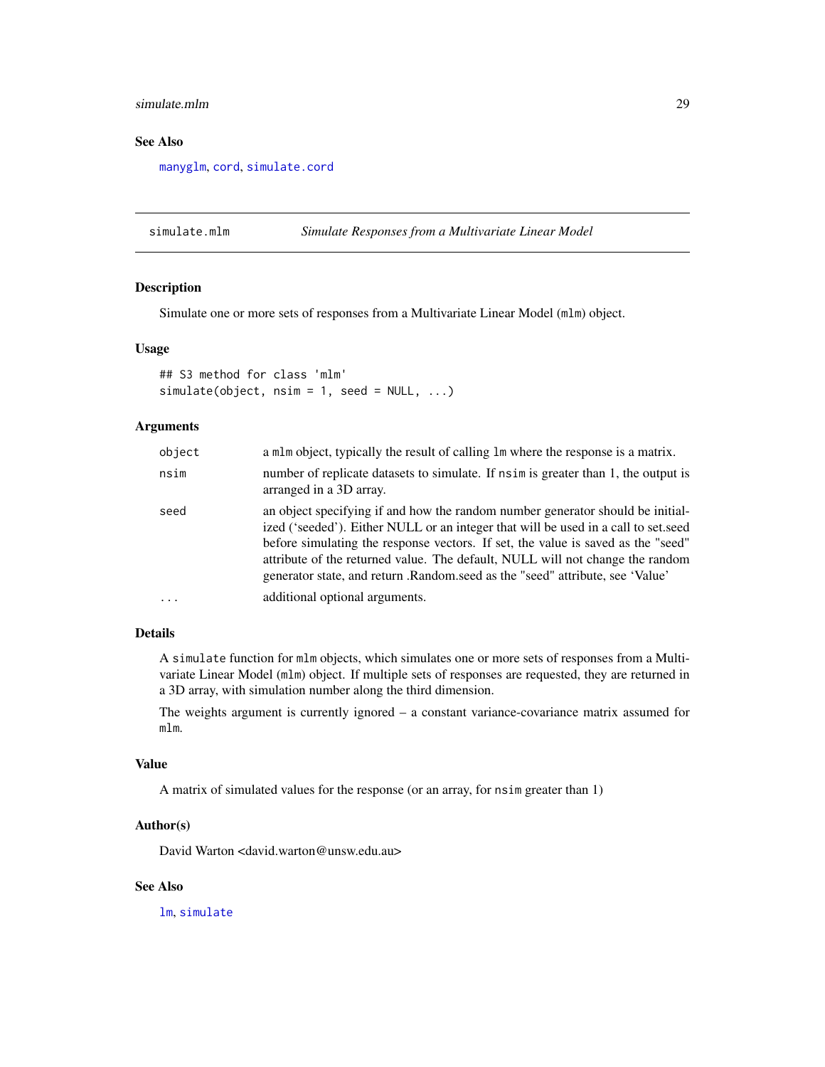## See Also

manyglm, cord, simulate.cord

---

simulate.mlm *Simulate Responses from a Multivariate Linear Model*

---

### Description

Simulate one or more sets of responses from a Multivariate Linear Model (mlm) object.

### Usage

```
## S3 method for class 'mlm'
simulate(object, nsim = 1, seed = NULL, ...)
```

### Arguments

| | |
|---|---|
| object | a mlm object, typically the result of calling lm where the response is a matrix. |
| nsim | number of replicate datasets to simulate. If nsim is greater than 1, the output is arranged in a 3D array. |
| seed | an object specifying if and how the random number generator should be initialized ('seeded'). Either NULL or an integer that will be used in a call to set.seed before simulating the response vectors. If set, the value is saved as the "seed" attribute of the returned value. The default, NULL will not change the random generator state, and return .Random.seed as the "seed" attribute, see 'Value' |
| ... | additional optional arguments. |

### Details

A simulate function for mlm objects, which simulates one or more sets of responses from a Multivariate Linear Model (mlm) object. If multiple sets of responses are requested, they are returned in a 3D array, with simulation number along the third dimension.

The weights argument is currently ignored – a constant variance-covariance matrix assumed for mlm.

### Value

A matrix of simulated values for the response (or an array, for nsim greater than 1)

### Author(s)

David Warton <david.warton@unsw.edu.au>

### See Also

lm, simulate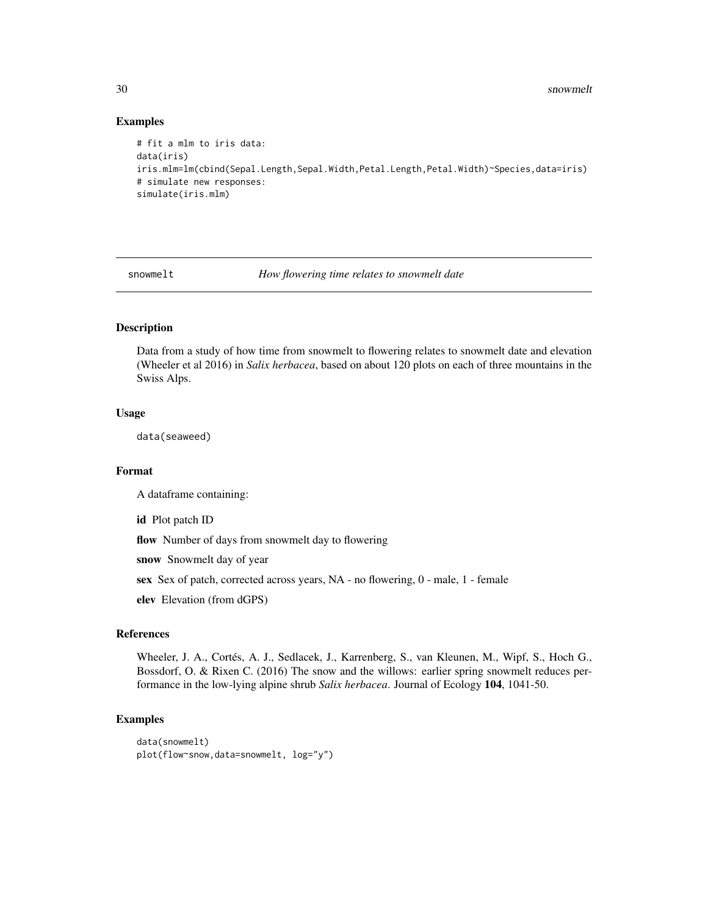## Examples

```
# fit a mlm to iris data:
data(iris)
iris.mlm=lm(cbind(Sepal.Length,Sepal.Width,Petal.Length,Petal.Width)~Species,data=iris)
# simulate new responses:
simulate(iris.mlm)
```

---

# snowmelt — *How flowering time relates to snowmelt date*

## Description

Data from a study of how time from snowmelt to flowering relates to snowmelt date and elevation (Wheeler et al 2016) in *Salix herbacea*, based on about 120 plots on each of three mountains in the Swiss Alps.

## Usage

```
data(seaweed)
```

## Format

A dataframe containing:

**id** Plot patch ID

**flow** Number of days from snowmelt day to flowering

**snow** Snowmelt day of year

**sex** Sex of patch, corrected across years, NA - no flowering, 0 - male, 1 - female

**elev** Elevation (from dGPS)

## References

Wheeler, J. A., Cortés, A. J., Sedlacek, J., Karrenberg, S., van Kleunen, M., Wipf, S., Hoch G., Bossdorf, O. & Rixen C. (2016) The snow and the willows: earlier spring snowmelt reduces performance in the low-lying alpine shrub *Salix herbacea*. Journal of Ecology **104**, 1041-50.

## Examples

```
data(snowmelt)
plot(flow~snow,data=snowmelt, log="y")
```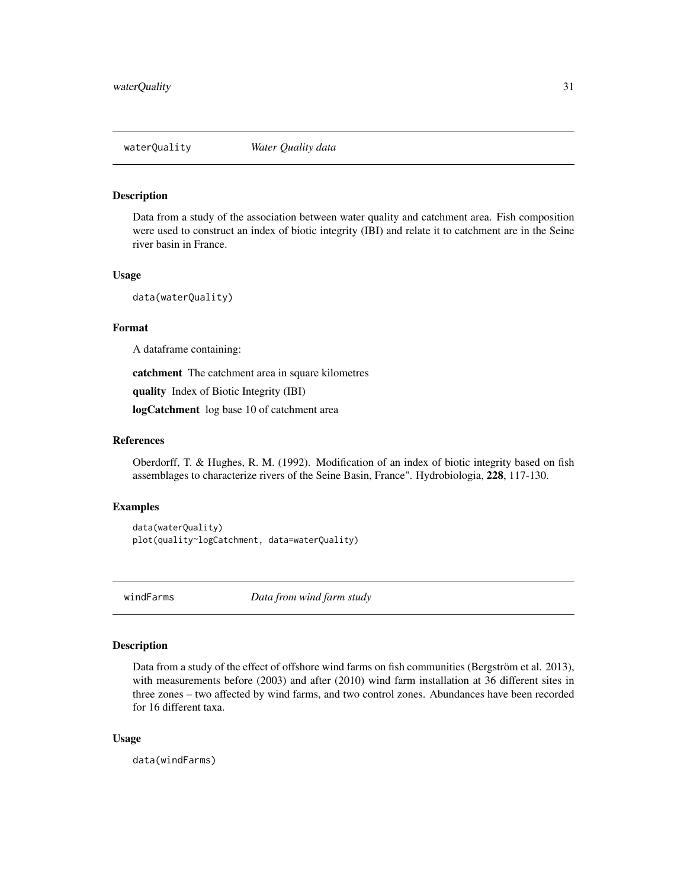## waterQuality *Water Quality data*

### Description

Data from a study of the association between water quality and catchment area. Fish composition were used to construct an index of biotic integrity (IBI) and relate it to catchment are in the Seine river basin in France.

### Usage

```
data(waterQuality)
```

### Format

A dataframe containing:

**catchment** The catchment area in square kilometres

**quality** Index of Biotic Integrity (IBI)

**logCatchment** log base 10 of catchment area

### References

Oberdorff, T. & Hughes, R. M. (1992). Modification of an index of biotic integrity based on fish assemblages to characterize rivers of the Seine Basin, France". Hydrobiologia, **228**, 117-130.

### Examples

```
data(waterQuality)
plot(quality~logCatchment, data=waterQuality)
```

## windFarms *Data from wind farm study*

### Description

Data from a study of the effect of offshore wind farms on fish communities (Bergström et al. 2013), with measurements before (2003) and after (2010) wind farm installation at 36 different sites in three zones – two affected by wind farms, and two control zones. Abundances have been recorded for 16 different taxa.

### Usage

```
data(windFarms)
```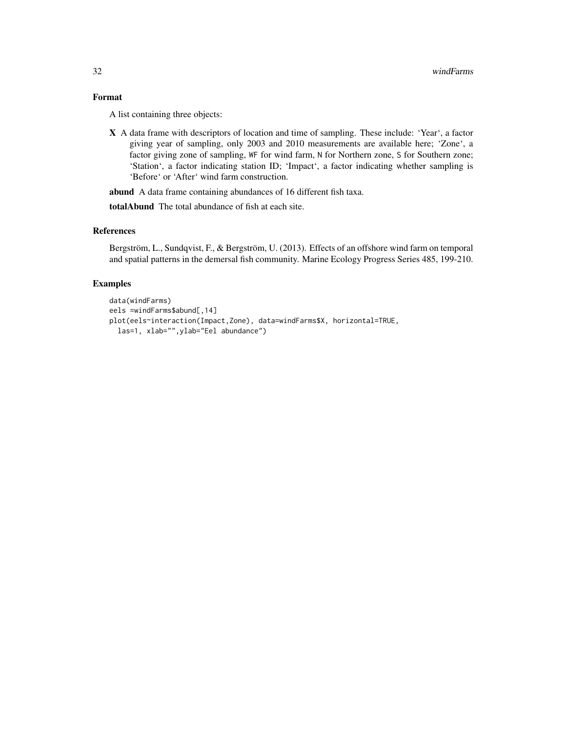## Format

A list containing three objects:

**X** A data frame with descriptors of location and time of sampling. These include: 'Year', a factor giving year of sampling, only 2003 and 2010 measurements are available here; 'Zone', a factor giving zone of sampling, `WF` for wind farm, `N` for Northern zone, `S` for Southern zone; 'Station', a factor indicating station ID; 'Impact', a factor indicating whether sampling is 'Before' or 'After' wind farm construction.

**abund** A data frame containing abundances of 16 different fish taxa.

**totalAbund** The total abundance of fish at each site.

## References

Bergström, L., Sundqvist, F., & Bergström, U. (2013). Effects of an offshore wind farm on temporal and spatial patterns in the demersal fish community. Marine Ecology Progress Series 485, 199-210.

## Examples

```
data(windFarms)
eels =windFarms$abund[,14]
plot(eels~interaction(Impact,Zone), data=windFarms$X, horizontal=TRUE,
  las=1, xlab="",ylab="Eel abundance")
```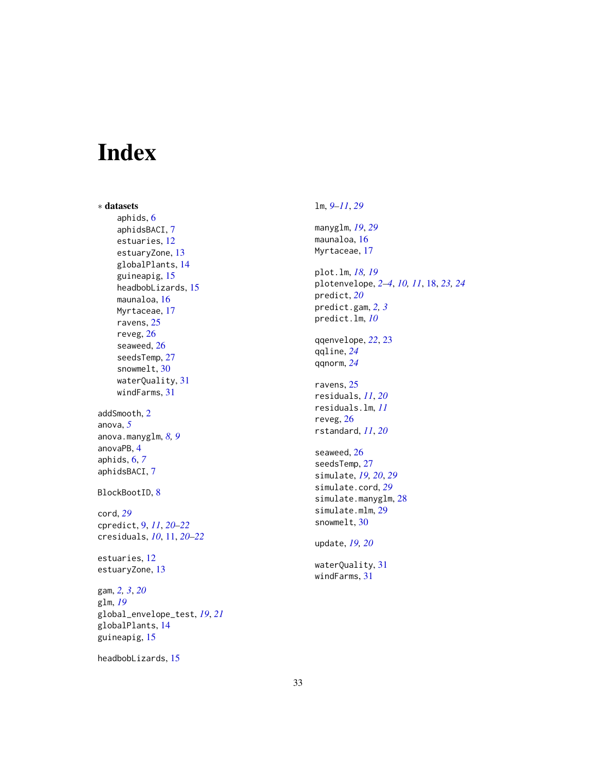# Index

∗ **datasets**

- aphids, 6
- aphidsBACI, 7
- estuaries, 12
- estuaryZone, 13
- globalPlants, 14
- guineapig, 15
- headbobLizards, 15
- maunaloa, 16
- Myrtaceae, 17
- ravens, 25
- reveg, 26
- seaweed, 26
- seedsTemp, 27
- snowmelt, 30
- waterQuality, 31
- windFarms, 31

addSmooth, 2
anova, *5*
anova.manyglm, *8, 9*
anovaPB, 4
aphids, 6, *7*
aphidsBACI, 7

BlockBootID, 8

cord, *29*
cpredict, 9, *11*, *20–22*
cresiduals, *10*, 11, *20–22*

estuaries, 12
estuaryZone, 13

gam, *2, 3*, *20*
glm, *19*
global_envelope_test, *19*, *21*
globalPlants, 14
guineapig, 15

headbobLizards, 15

lm, *9–11*, *29*

manyglm, *19*, *29*
maunaloa, 16
Myrtaceae, 17

plot.lm, *18, 19*
plotenvelope, *2–4*, *10, 11*, 18, *23, 24*
predict, *20*
predict.gam, *2, 3*
predict.lm, *10*

qqenvelope, *22*, 23
qqline, *24*
qqnorm, *24*

ravens, 25
residuals, *11*, *20*
residuals.lm, *11*
reveg, 26
rstandard, *11*, *20*

seaweed, 26
seedsTemp, 27
simulate, *19, 20*, *29*
simulate.cord, *29*
simulate.manyglm, 28
simulate.mlm, 29
snowmelt, 30

update, *19, 20*

waterQuality, 31
windFarms, 31